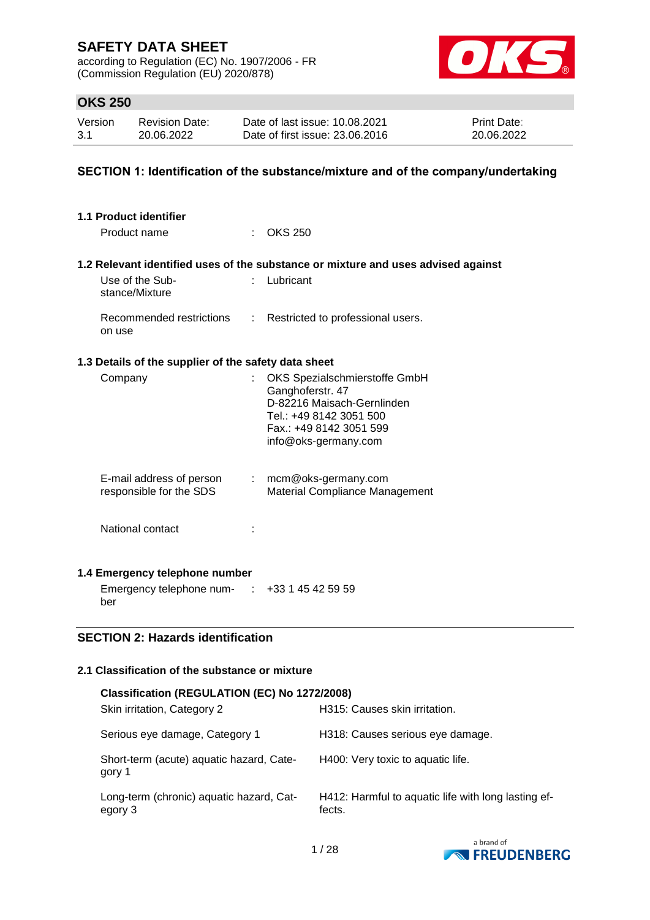# SAFETY DATA SHEET

according to Regulation (EC) No. 1907/2006 - FR
(Commission Regulation (EU) 2020/878)

## OKS 250

| Version | Revision Date: | Date of last issue: 10.08.2021 | Print Date: |
|---|---|---|---|
| 3.1 | 20.06.2022 | Date of first issue: 23.06.2016 | 20.06.2022 |

## SECTION 1: Identification of the substance/mixture and of the company/undertaking

### 1.1 Product identifier

Product name : OKS 250

### 1.2 Relevant identified uses of the substance or mixture and uses advised against

Use of the Substance/Mixture : Lubricant

Recommended restrictions on use : Restricted to professional users.

### 1.3 Details of the supplier of the safety data sheet

Company : OKS Spezialschmierstoffe GmbH
Ganghoferstr. 47
D-82216 Maisach-Gernlinden
Tel.: +49 8142 3051 500
Fax.: +49 8142 3051 599
info@oks-germany.com

E-mail address of person responsible for the SDS : mcm@oks-germany.com
Material Compliance Management

National contact :

### 1.4 Emergency telephone number

Emergency telephone number : +33 1 45 42 59 59

## SECTION 2: Hazards identification

### 2.1 Classification of the substance or mixture

**Classification (REGULATION (EC) No 1272/2008)**

| | |
|---|---|
| Skin irritation, Category 2 | H315: Causes skin irritation. |
| Serious eye damage, Category 1 | H318: Causes serious eye damage. |
| Short-term (acute) aquatic hazard, Category 1 | H400: Very toxic to aquatic life. |
| Long-term (chronic) aquatic hazard, Category 3 | H412: Harmful to aquatic life with long lasting effects. |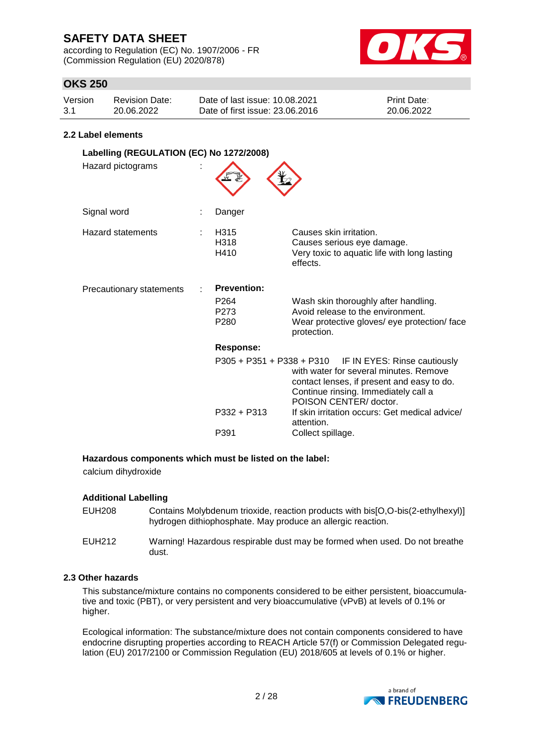### 2.2 Label elements

**Labelling (REGULATION (EC) No 1272/2008)**

| | | | |
|---|---|---|---|
| Hazard pictograms | : | | |
| Signal word | : | Danger | |
| Hazard statements | : | H315 | Causes skin irritation. |
| | | H318 | Causes serious eye damage. |
| | | H410 | Very toxic to aquatic life with long lasting effects. |
| Precautionary statements | : | **Prevention:** | |
| | | P264 | Wash skin thoroughly after handling. |
| | | P273 | Avoid release to the environment. |
| | | P280 | Wear protective gloves/ eye protection/ face protection. |
| | | **Response:** | |
| | | P305 + P351 + P338 + P310 | IF IN EYES: Rinse cautiously with water for several minutes. Remove contact lenses, if present and easy to do. Continue rinsing. Immediately call a POISON CENTER/ doctor. |
| | | P332 + P313 | If skin irritation occurs: Get medical advice/ attention. |
| | | P391 | Collect spillage. |

**Hazardous components which must be listed on the label:**

calcium dihydroxide

**Additional Labelling**

EUH208 Contains Molybdenum trioxide, reaction products with bis[O,O-bis(2-ethylhexyl)] hydrogen dithiophosphate. May produce an allergic reaction.

EUH212 Warning! Hazardous respirable dust may be formed when used. Do not breathe dust.

### 2.3 Other hazards

This substance/mixture contains no components considered to be either persistent, bioaccumulative and toxic (PBT), or very persistent and very bioaccumulative (vPvB) at levels of 0.1% or higher.

Ecological information: The substance/mixture does not contain components considered to have endocrine disrupting properties according to REACH Article 57(f) or Commission Delegated regulation (EU) 2017/2100 or Commission Regulation (EU) 2018/605 at levels of 0.1% or higher.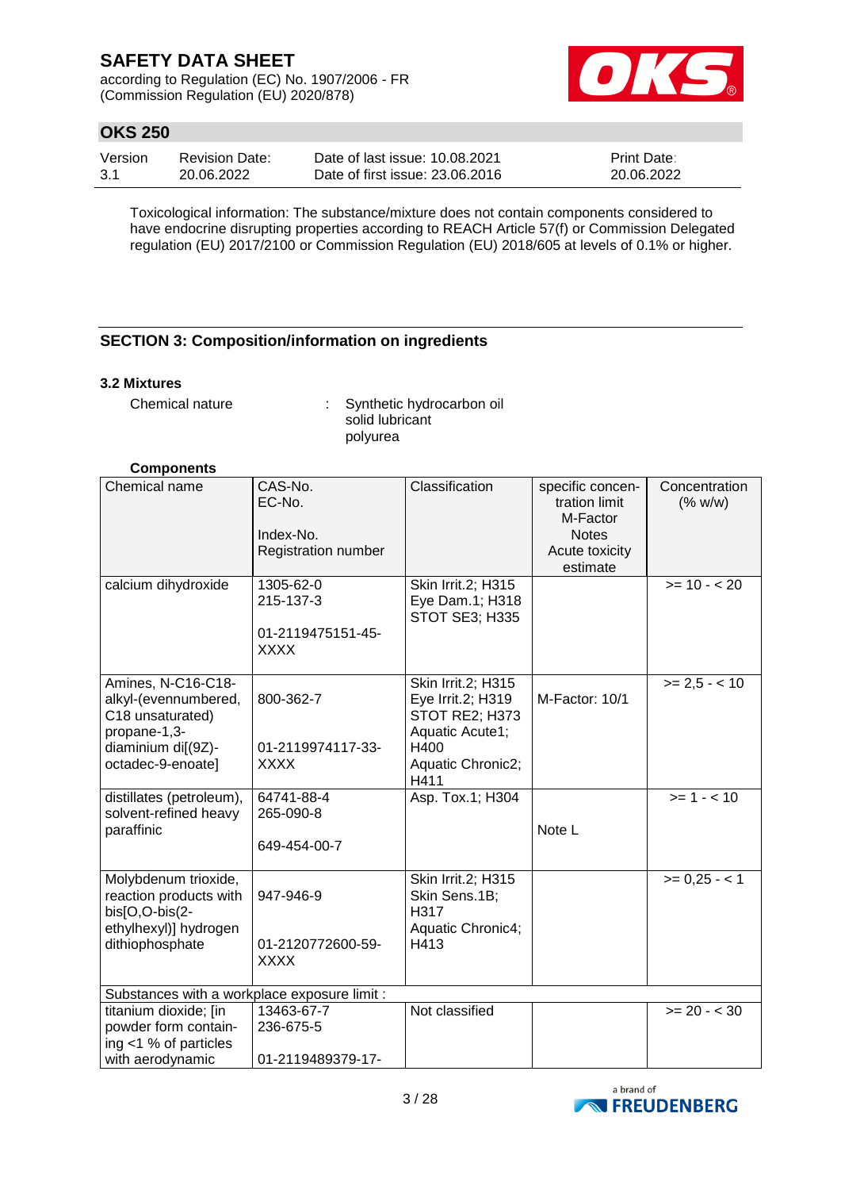Toxicological information: The substance/mixture does not contain components considered to have endocrine disrupting properties according to REACH Article 57(f) or Commission Delegated regulation (EU) 2017/2100 or Commission Regulation (EU) 2018/605 at levels of 0.1% or higher.

## SECTION 3: Composition/information on ingredients

### 3.2 Mixtures

Chemical nature : Synthetic hydrocarbon oil
solid lubricant
polyurea

**Components**

| Chemical name | CAS-No.<br>EC-No.<br><br>Index-No.<br>Registration number | Classification | specific concentration limit<br>M-Factor<br>Notes<br>Acute toxicity estimate | Concentration (% w/w) |
|---|---|---|---|---|
| calcium dihydroxide | 1305-62-0<br>215-137-3<br><br>01-2119475151-45-XXXX | Skin Irrit.2; H315<br>Eye Dam.1; H318<br>STOT SE3; H335 | | >= 10 - < 20 |
| Amines, N-C16-C18-alkyl-(evennumbered, C18 unsaturated) propane-1,3-diaminium di[(9Z)-octadec-9-enoate] | 800-362-7<br><br>01-2119974117-33-XXXX | Skin Irrit.2; H315<br>Eye Irrit.2; H319<br>STOT RE2; H373<br>Aquatic Acute1; H400<br>Aquatic Chronic2; H411 | M-Factor: 10/1 | >= 2,5 - < 10 |
| distillates (petroleum), solvent-refined heavy paraffinic | 64741-88-4<br>265-090-8<br><br>649-454-00-7 | Asp. Tox.1; H304 | Note L | >= 1 - < 10 |
| Molybdenum trioxide, reaction products with bis[O,O-bis(2-ethylhexyl)] hydrogen dithiophosphate | 947-946-9<br><br>01-2120772600-59-XXXX | Skin Irrit.2; H315<br>Skin Sens.1B; H317<br>Aquatic Chronic4; H413 | | >= 0,25 - < 1 |
| Substances with a workplace exposure limit : | | | | |
| titanium dioxide; [in powder form containing <1 % of particles with aerodynamic | 13463-67-7<br>236-675-5<br><br>01-2119489379-17- | Not classified | | >= 20 - < 30 |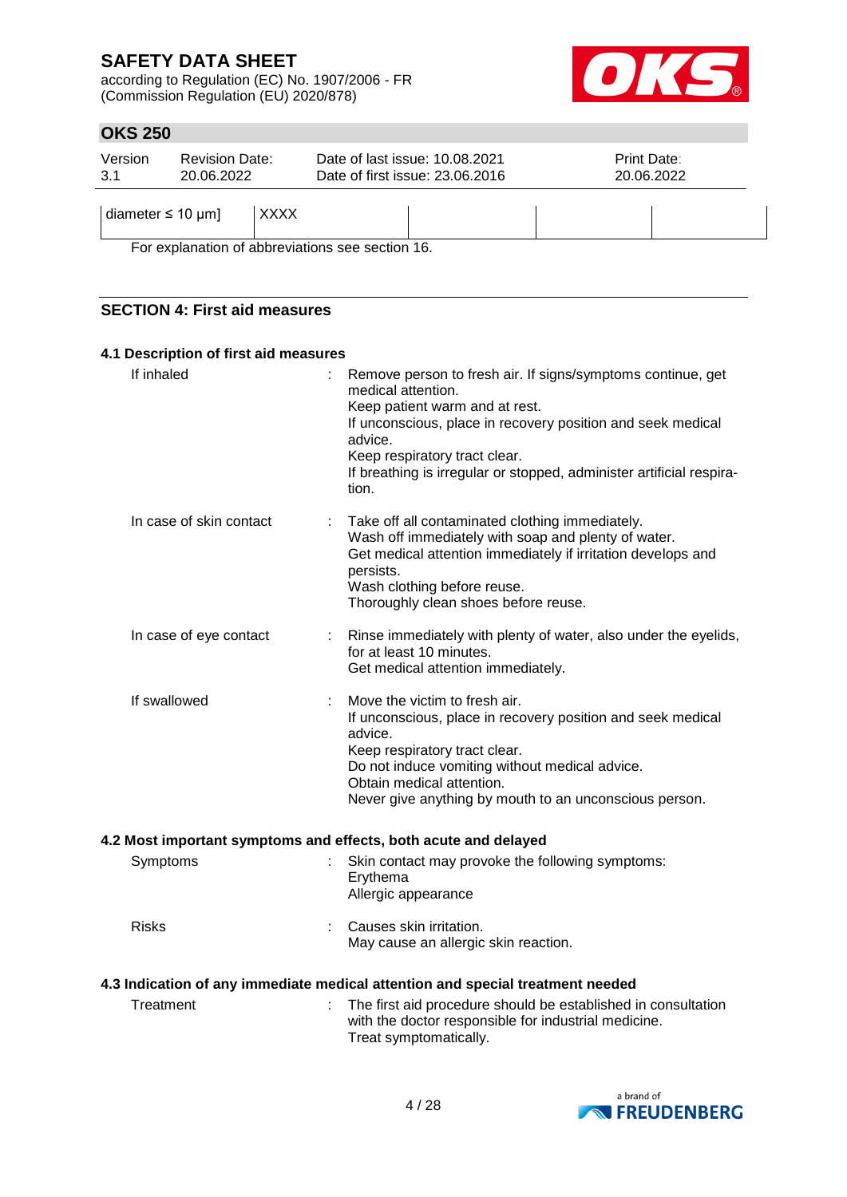| diameter ≤ 10 µm] | XXXX | | | |
|---|---|---|---|---|

For explanation of abbreviations see section 16.

## SECTION 4: First aid measures

### 4.1 Description of first aid measures

| | | |
|---|---|---|
| If inhaled | : | Remove person to fresh air. If signs/symptoms continue, get medical attention.<br>Keep patient warm and at rest.<br>If unconscious, place in recovery position and seek medical advice.<br>Keep respiratory tract clear.<br>If breathing is irregular or stopped, administer artificial respiration. |
| In case of skin contact | : | Take off all contaminated clothing immediately.<br>Wash off immediately with soap and plenty of water.<br>Get medical attention immediately if irritation develops and persists.<br>Wash clothing before reuse.<br>Thoroughly clean shoes before reuse. |
| In case of eye contact | : | Rinse immediately with plenty of water, also under the eyelids, for at least 10 minutes.<br>Get medical attention immediately. |
| If swallowed | : | Move the victim to fresh air.<br>If unconscious, place in recovery position and seek medical advice.<br>Keep respiratory tract clear.<br>Do not induce vomiting without medical advice.<br>Obtain medical attention.<br>Never give anything by mouth to an unconscious person. |

### 4.2 Most important symptoms and effects, both acute and delayed

| | | |
|---|---|---|
| Symptoms | : | Skin contact may provoke the following symptoms:<br>Erythema<br>Allergic appearance |
| Risks | : | Causes skin irritation.<br>May cause an allergic skin reaction. |

### 4.3 Indication of any immediate medical attention and special treatment needed

| | | |
|---|---|---|
| Treatment | : | The first aid procedure should be established in consultation with the doctor responsible for industrial medicine.<br>Treat symptomatically. |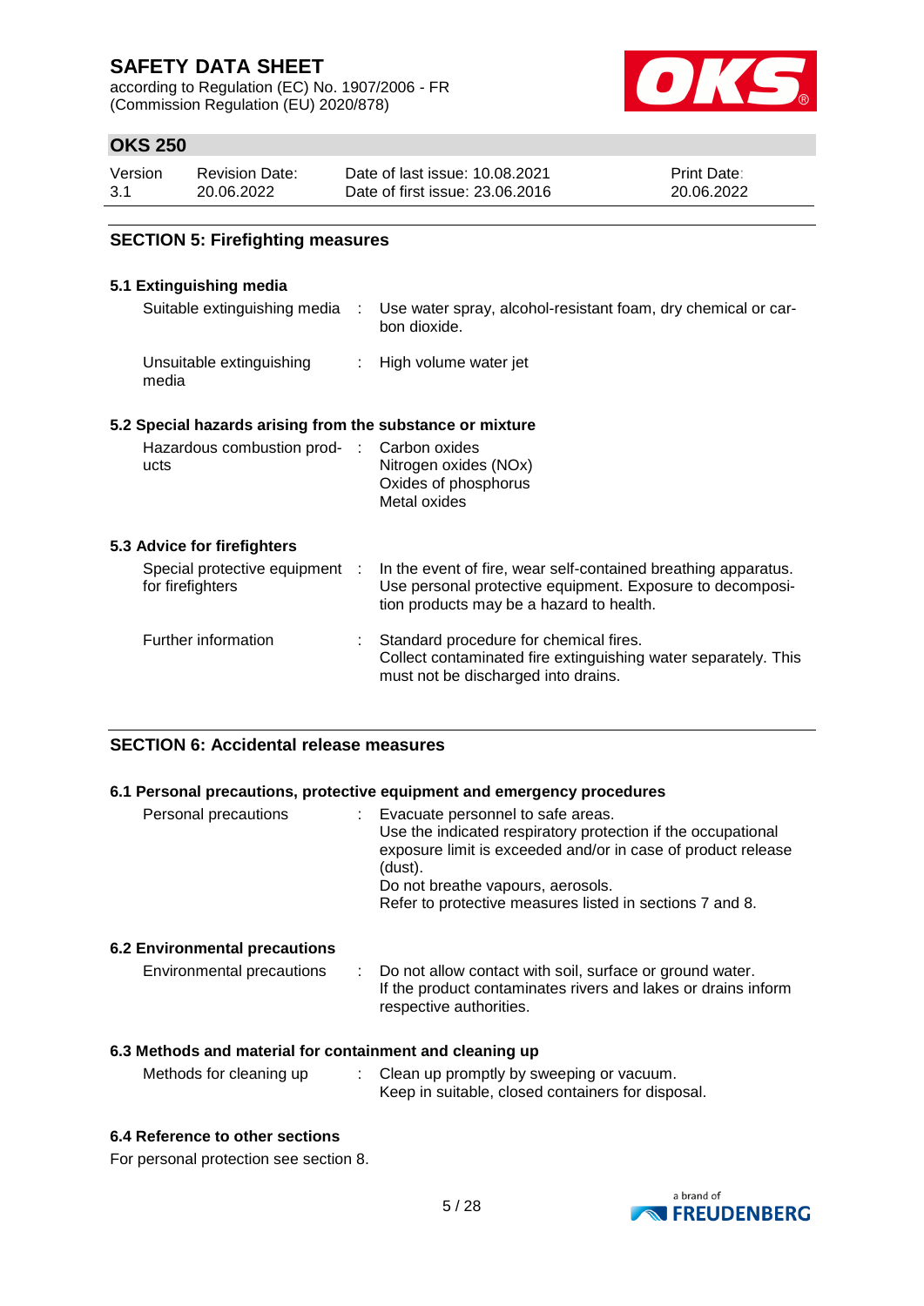## SECTION 5: Firefighting measures

### 5.1 Extinguishing media

| | | |
|---|---|---|
| Suitable extinguishing media | : | Use water spray, alcohol-resistant foam, dry chemical or carbon dioxide. |
| Unsuitable extinguishing media | : | High volume water jet |

### 5.2 Special hazards arising from the substance or mixture

| | | |
|---|---|---|
| Hazardous combustion products | : | Carbon oxides<br>Nitrogen oxides (NOx)<br>Oxides of phosphorus<br>Metal oxides |

### 5.3 Advice for firefighters

| | | |
|---|---|---|
| Special protective equipment for firefighters | : | In the event of fire, wear self-contained breathing apparatus. Use personal protective equipment. Exposure to decomposition products may be a hazard to health. |
| Further information | : | Standard procedure for chemical fires.<br>Collect contaminated fire extinguishing water separately. This must not be discharged into drains. |

## SECTION 6: Accidental release measures

### 6.1 Personal precautions, protective equipment and emergency procedures

| | | |
|---|---|---|
| Personal precautions | : | Evacuate personnel to safe areas.<br>Use the indicated respiratory protection if the occupational exposure limit is exceeded and/or in case of product release (dust).<br>Do not breathe vapours, aerosols.<br>Refer to protective measures listed in sections 7 and 8. |

### 6.2 Environmental precautions

| | | |
|---|---|---|
| Environmental precautions | : | Do not allow contact with soil, surface or ground water.<br>If the product contaminates rivers and lakes or drains inform respective authorities. |

### 6.3 Methods and material for containment and cleaning up

| | | |
|---|---|---|
| Methods for cleaning up | : | Clean up promptly by sweeping or vacuum.<br>Keep in suitable, closed containers for disposal. |

### 6.4 Reference to other sections

For personal protection see section 8.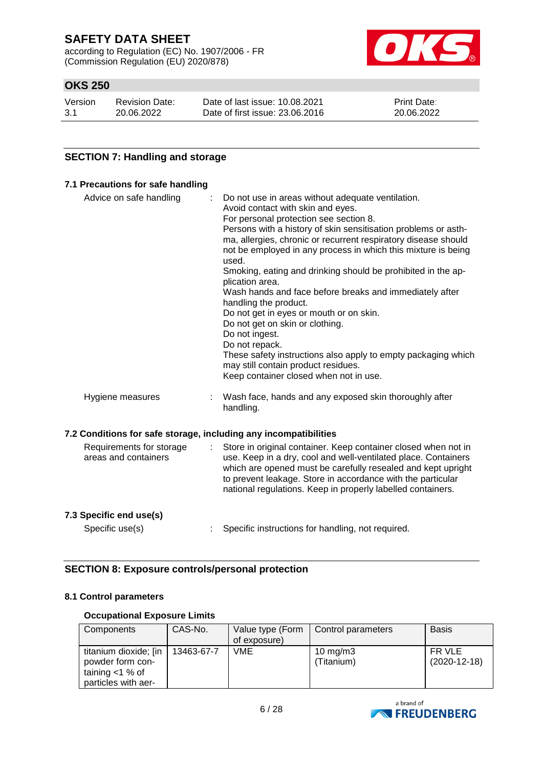## SECTION 7: Handling and storage

### 7.1 Precautions for safe handling

Advice on safe handling : Do not use in areas without adequate ventilation.
Avoid contact with skin and eyes.
For personal protection see section 8.
Persons with a history of skin sensitisation problems or asthma, allergies, chronic or recurrent respiratory disease should not be employed in any process in which this mixture is being used.
Smoking, eating and drinking should be prohibited in the application area.
Wash hands and face before breaks and immediately after handling the product.
Do not get in eyes or mouth or on skin.
Do not get on skin or clothing.
Do not ingest.
Do not repack.
These safety instructions also apply to empty packaging which may still contain product residues.
Keep container closed when not in use.

Hygiene measures : Wash face, hands and any exposed skin thoroughly after handling.

### 7.2 Conditions for safe storage, including any incompatibilities

Requirements for storage areas and containers : Store in original container. Keep container closed when not in use. Keep in a dry, cool and well-ventilated place. Containers which are opened must be carefully resealed and kept upright to prevent leakage. Store in accordance with the particular national regulations. Keep in properly labelled containers.

### 7.3 Specific end use(s)

Specific use(s) : Specific instructions for handling, not required.

## SECTION 8: Exposure controls/personal protection

### 8.1 Control parameters

#### Occupational Exposure Limits

| Components | CAS-No. | Value type (Form of exposure) | Control parameters | Basis |
|---|---|---|---|---|
| titanium dioxide; [in powder form containing <1 % of particles with aer- | 13463-67-7 | VME | 10 mg/m3 (Titanium) | FR VLE (2020-12-18) |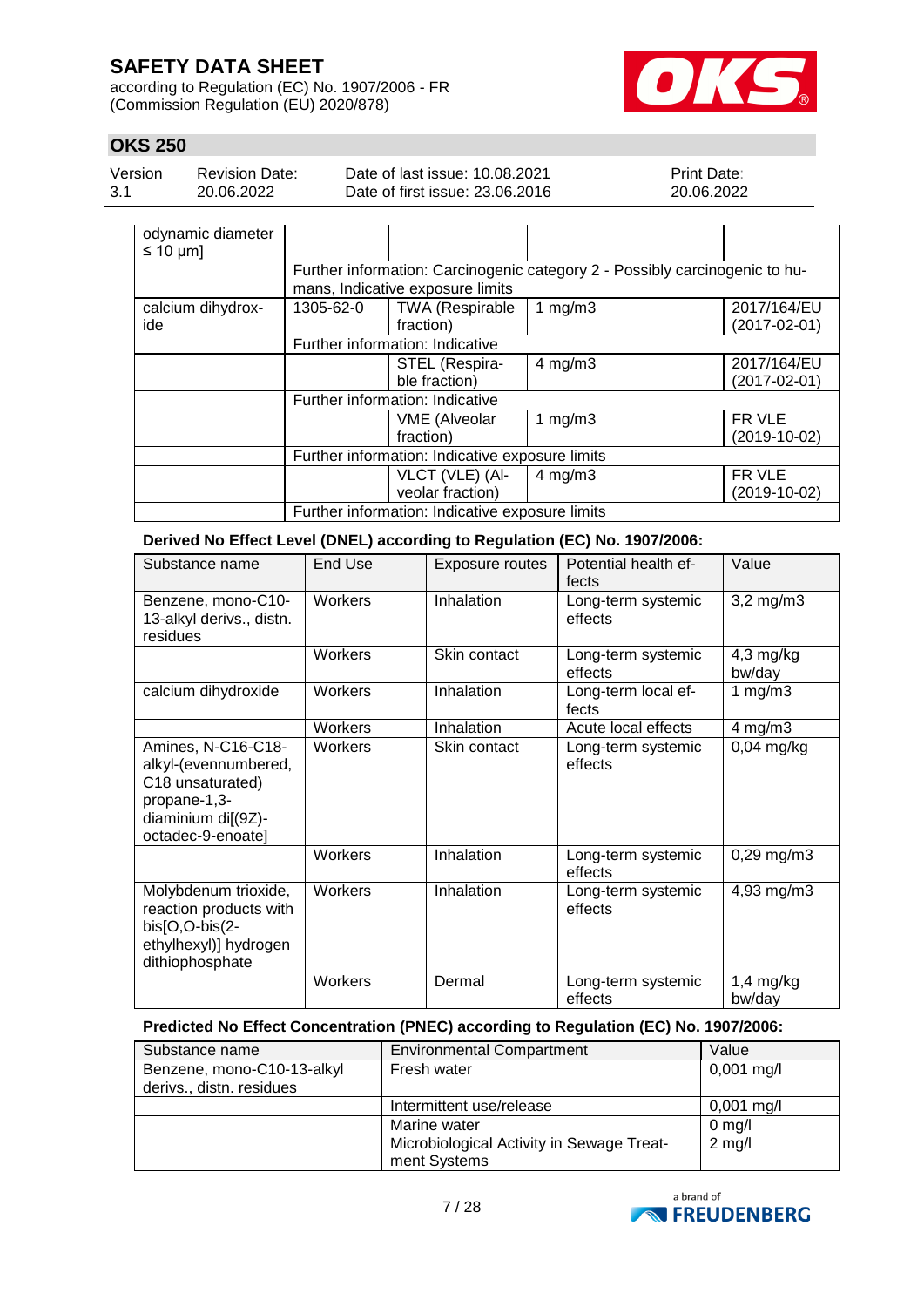| | | | | |
|---|---|---|---|---|
| odynamic diameter ≤ 10 µm] | | | | |
| | Further information: Carcinogenic category 2 - Possibly carcinogenic to humans, Indicative exposure limits | | | |
| calcium dihydroxide | 1305-62-0 | TWA (Respirable fraction) | 1 mg/m3 | 2017/164/EU (2017-02-01) |
| | Further information: Indicative | | | |
| | | STEL (Respirable fraction) | 4 mg/m3 | 2017/164/EU (2017-02-01) |
| | Further information: Indicative | | | |
| | | VME (Alveolar fraction) | 1 mg/m3 | FR VLE (2019-10-02) |
| | Further information: Indicative exposure limits | | | |
| | | VLCT (VLE) (Alveolar fraction) | 4 mg/m3 | FR VLE (2019-10-02) |
| | Further information: Indicative exposure limits | | | |

**Derived No Effect Level (DNEL) according to Regulation (EC) No. 1907/2006:**

| Substance name | End Use | Exposure routes | Potential health effects | Value |
|---|---|---|---|---|
| Benzene, mono-C10-13-alkyl derivs., distn. residues | Workers | Inhalation | Long-term systemic effects | 3,2 mg/m3 |
| | Workers | Skin contact | Long-term systemic effects | 4,3 mg/kg bw/day |
| calcium dihydroxide | Workers | Inhalation | Long-term local effects | 1 mg/m3 |
| | Workers | Inhalation | Acute local effects | 4 mg/m3 |
| Amines, N-C16-C18-alkyl-(evennumbered, C18 unsaturated) propane-1,3-diaminium di[(9Z)-octadec-9-enoate] | Workers | Skin contact | Long-term systemic effects | 0,04 mg/kg |
| | Workers | Inhalation | Long-term systemic effects | 0,29 mg/m3 |
| Molybdenum trioxide, reaction products with bis[O,O-bis(2-ethylhexyl)] hydrogen dithiophosphate | Workers | Inhalation | Long-term systemic effects | 4,93 mg/m3 |
| | Workers | Dermal | Long-term systemic effects | 1,4 mg/kg bw/day |

**Predicted No Effect Concentration (PNEC) according to Regulation (EC) No. 1907/2006:**

| Substance name | Environmental Compartment | Value |
|---|---|---|
| Benzene, mono-C10-13-alkyl derivs., distn. residues | Fresh water | 0,001 mg/l |
| | Intermittent use/release | 0,001 mg/l |
| | Marine water | 0 mg/l |
| | Microbiological Activity in Sewage Treatment Systems | 2 mg/l |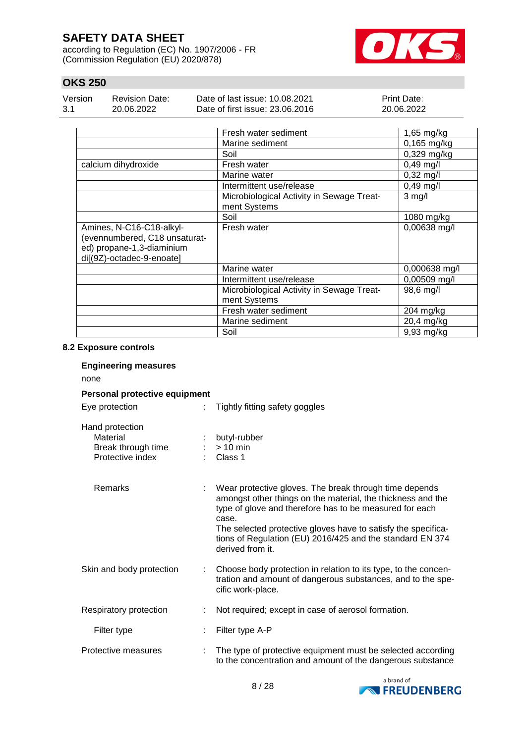| | | |
|---|---|---|
| | Fresh water sediment | 1,65 mg/kg |
| | Marine sediment | 0,165 mg/kg |
| | Soil | 0,329 mg/kg |
| calcium dihydroxide | Fresh water | 0,49 mg/l |
| | Marine water | 0,32 mg/l |
| | Intermittent use/release | 0,49 mg/l |
| | Microbiological Activity in Sewage Treatment Systems | 3 mg/l |
| | Soil | 1080 mg/kg |
| Amines, N-C16-C18-alkyl-(evennumbered, C18 unsaturated) propane-1,3-diaminium di[(9Z)-octadec-9-enoate] | Fresh water | 0,00638 mg/l |
| | Marine water | 0,000638 mg/l |
| | Intermittent use/release | 0,00509 mg/l |
| | Microbiological Activity in Sewage Treatment Systems | 98,6 mg/l |
| | Fresh water sediment | 204 mg/kg |
| | Marine sediment | 20,4 mg/kg |
| | Soil | 9,93 mg/kg |

### 8.2 Exposure controls

**Engineering measures**

none

**Personal protective equipment**

Eye protection : Tightly fitting safety goggles

Hand protection
- Material : butyl-rubber
- Break through time : > 10 min
- Protective index : Class 1

- Remarks : Wear protective gloves. The break through time depends amongst other things on the material, the thickness and the type of glove and therefore has to be measured for each case.
The selected protective gloves have to satisfy the specifications of Regulation (EU) 2016/425 and the standard EN 374 derived from it.

Skin and body protection : Choose body protection in relation to its type, to the concentration and amount of dangerous substances, and to the specific work-place.

Respiratory protection : Not required; except in case of aerosol formation.

- Filter type : Filter type A-P

Protective measures : The type of protective equipment must be selected according to the concentration and amount of the dangerous substance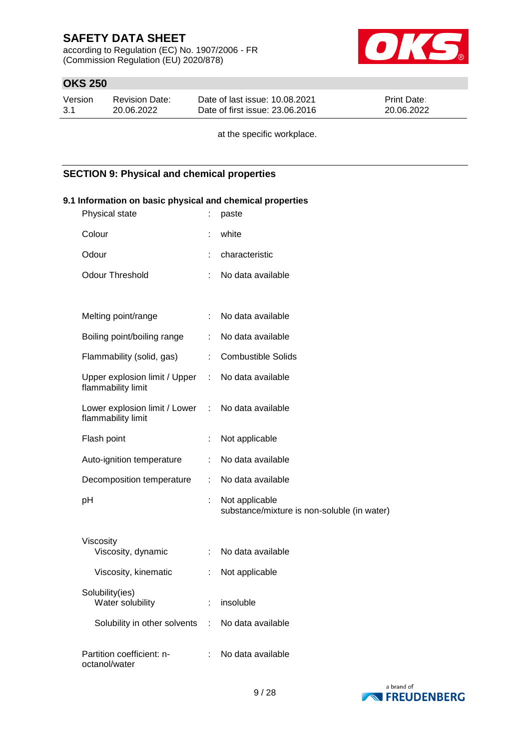at the specific workplace.

## SECTION 9: Physical and chemical properties

### 9.1 Information on basic physical and chemical properties

| Property | | Value |
|---|---|---|
| Physical state | : | paste |
| Colour | : | white |
| Odour | : | characteristic |
| Odour Threshold | : | No data available |
| Melting point/range | : | No data available |
| Boiling point/boiling range | : | No data available |
| Flammability (solid, gas) | : | Combustible Solids |
| Upper explosion limit / Upper flammability limit | : | No data available |
| Lower explosion limit / Lower flammability limit | : | No data available |
| Flash point | : | Not applicable |
| Auto-ignition temperature | : | No data available |
| Decomposition temperature | : | No data available |
| pH | : | Not applicable<br>substance/mixture is non-soluble (in water) |
| Viscosity | | |
| Viscosity, dynamic | : | No data available |
| Viscosity, kinematic | : | Not applicable |
| Solubility(ies) | | |
| Water solubility | : | insoluble |
| Solubility in other solvents | : | No data available |
| Partition coefficient: n-octanol/water | : | No data available |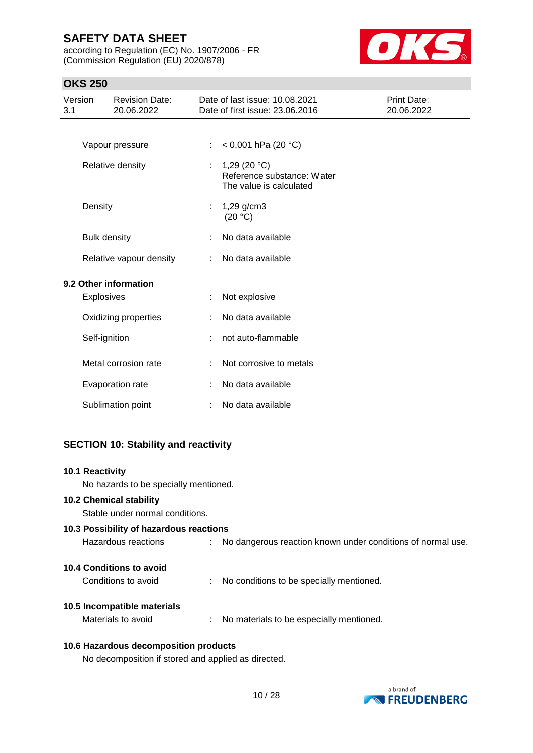| | | |
|---|---|---|
| Vapour pressure | : | < 0,001 hPa (20 °C) |
| Relative density | : | 1,29 (20 °C)<br>Reference substance: Water<br>The value is calculated |
| Density | : | 1,29 g/cm3<br>(20 °C) |
| Bulk density | : | No data available |
| Relative vapour density | : | No data available |

**9.2 Other information**

| | | |
|---|---|---|
| Explosives | : | Not explosive |
| Oxidizing properties | : | No data available |
| Self-ignition | : | not auto-flammable |
| Metal corrosion rate | : | Not corrosive to metals |
| Evaporation rate | : | No data available |
| Sublimation point | : | No data available |

## SECTION 10: Stability and reactivity

**10.1 Reactivity**

No hazards to be specially mentioned.

**10.2 Chemical stability**

Stable under normal conditions.

**10.3 Possibility of hazardous reactions**

Hazardous reactions : No dangerous reaction known under conditions of normal use.

**10.4 Conditions to avoid**

Conditions to avoid : No conditions to be specially mentioned.

**10.5 Incompatible materials**

Materials to avoid : No materials to be especially mentioned.

**10.6 Hazardous decomposition products**

No decomposition if stored and applied as directed.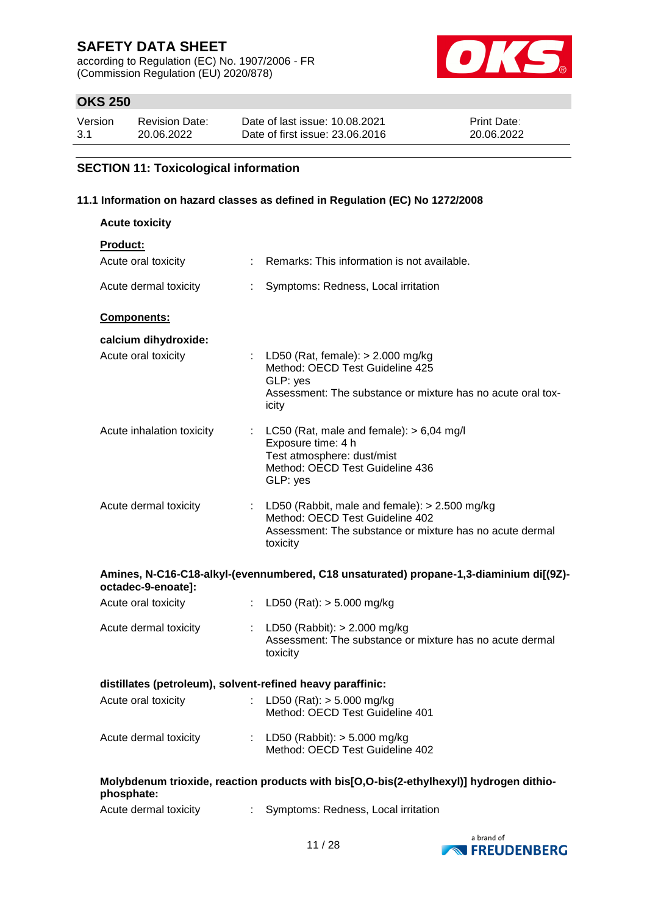## SECTION 11: Toxicological information

### 11.1 Information on hazard classes as defined in Regulation (EC) No 1272/2008

**Acute toxicity**

**Product:**

| | | |
|---|---|---|
| Acute oral toxicity | : | Remarks: This information is not available. |
| Acute dermal toxicity | : | Symptoms: Redness, Local irritation |

**Components:**

**calcium dihydroxide:**

| | | |
|---|---|---|
| Acute oral toxicity | : | LD50 (Rat, female): > 2.000 mg/kg<br>Method: OECD Test Guideline 425<br>GLP: yes<br>Assessment: The substance or mixture has no acute oral toxicity |
| Acute inhalation toxicity | : | LC50 (Rat, male and female): > 6,04 mg/l<br>Exposure time: 4 h<br>Test atmosphere: dust/mist<br>Method: OECD Test Guideline 436<br>GLP: yes |
| Acute dermal toxicity | : | LD50 (Rabbit, male and female): > 2.500 mg/kg<br>Method: OECD Test Guideline 402<br>Assessment: The substance or mixture has no acute dermal toxicity |

**Amines, N-C16-C18-alkyl-(evennumbered, C18 unsaturated) propane-1,3-diaminium di[(9Z)-octadec-9-enoate]:**

| | | |
|---|---|---|
| Acute oral toxicity | : | LD50 (Rat): > 5.000 mg/kg |
| Acute dermal toxicity | : | LD50 (Rabbit): > 2.000 mg/kg<br>Assessment: The substance or mixture has no acute dermal toxicity |

**distillates (petroleum), solvent-refined heavy paraffinic:**

| | | |
|---|---|---|
| Acute oral toxicity | : | LD50 (Rat): > 5.000 mg/kg<br>Method: OECD Test Guideline 401 |
| Acute dermal toxicity | : | LD50 (Rabbit): > 5.000 mg/kg<br>Method: OECD Test Guideline 402 |

**Molybdenum trioxide, reaction products with bis[O,O-bis(2-ethylhexyl)] hydrogen dithiophosphate:**

| | | |
|---|---|---|
| Acute dermal toxicity | : | Symptoms: Redness, Local irritation |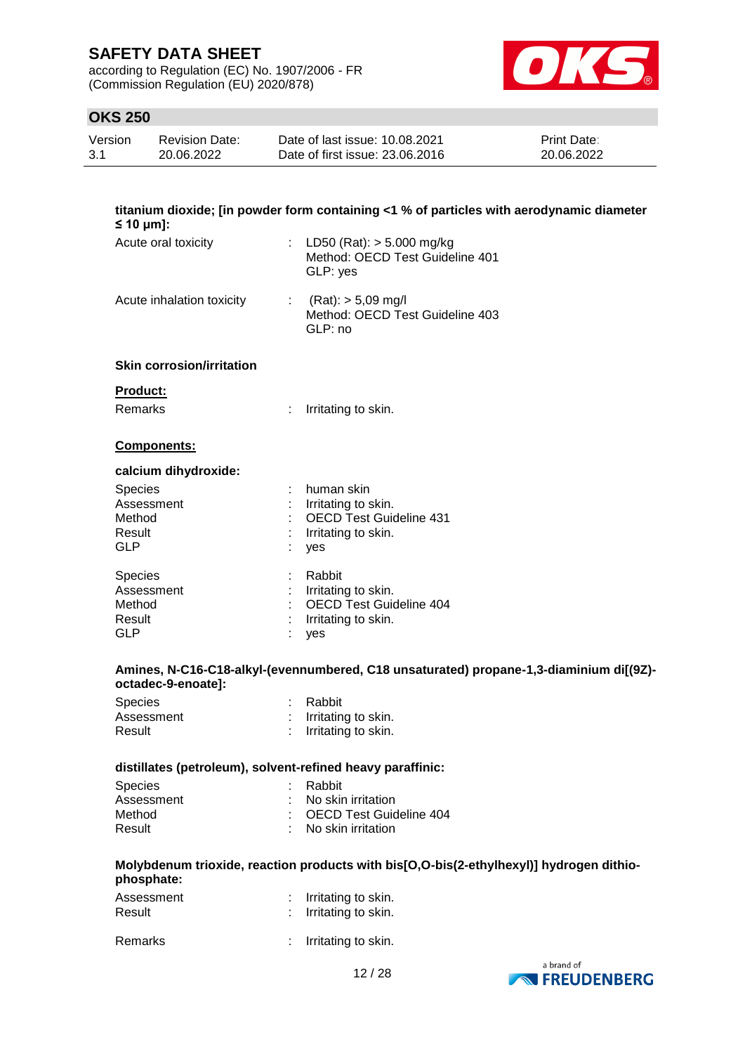**titanium dioxide; [in powder form containing <1 % of particles with aerodynamic diameter ≤ 10 μm]:**

| | | |
|---|---|---|
| Acute oral toxicity | : | LD50 (Rat): > 5.000 mg/kg<br>Method: OECD Test Guideline 401<br>GLP: yes |
| Acute inhalation toxicity | : | (Rat): > 5,09 mg/l<br>Method: OECD Test Guideline 403<br>GLP: no |

**Skin corrosion/irritation**

**Product:**

Remarks : Irritating to skin.

**Components:**

**calcium dihydroxide:**

| | | |
|---|---|---|
| Species | : | human skin |
| Assessment | : | Irritating to skin. |
| Method | : | OECD Test Guideline 431 |
| Result | : | Irritating to skin. |
| GLP | : | yes |

| | | |
|---|---|---|
| Species | : | Rabbit |
| Assessment | : | Irritating to skin. |
| Method | : | OECD Test Guideline 404 |
| Result | : | Irritating to skin. |
| GLP | : | yes |

**Amines, N-C16-C18-alkyl-(evennumbered, C18 unsaturated) propane-1,3-diaminium di[(9Z)-octadec-9-enoate]:**

| | | |
|---|---|---|
| Species | : | Rabbit |
| Assessment | : | Irritating to skin. |
| Result | : | Irritating to skin. |

**distillates (petroleum), solvent-refined heavy paraffinic:**

| | | |
|---|---|---|
| Species | : | Rabbit |
| Assessment | : | No skin irritation |
| Method | : | OECD Test Guideline 404 |
| Result | : | No skin irritation |

**Molybdenum trioxide, reaction products with bis[O,O-bis(2-ethylhexyl)] hydrogen dithiophosphate:**

| | | |
|---|---|---|
| Assessment | : | Irritating to skin. |
| Result | : | Irritating to skin. |

Remarks : Irritating to skin.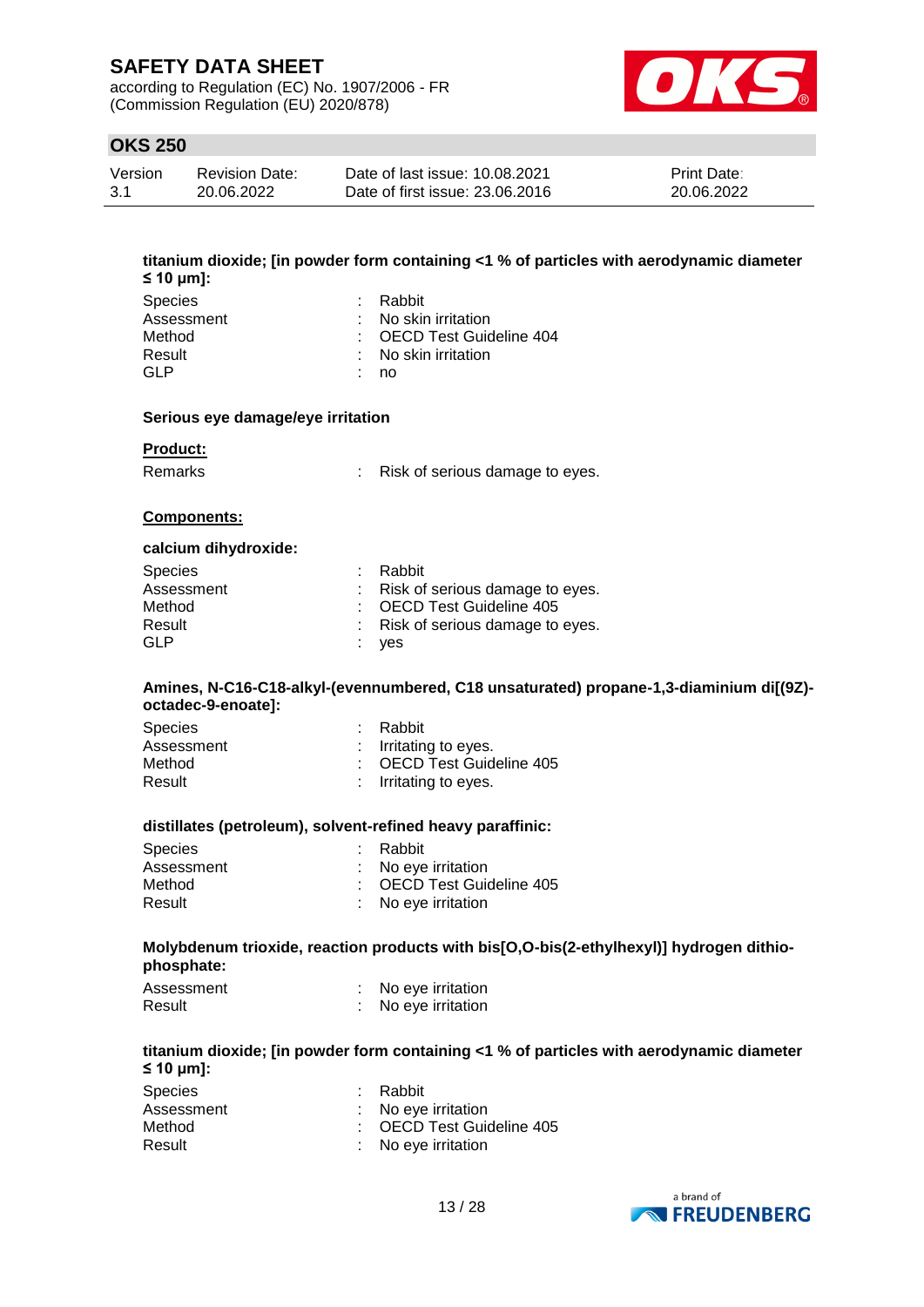**titanium dioxide; [in powder form containing <1 % of particles with aerodynamic diameter ≤ 10 μm]:**

| | | |
|---|---|---|
| Species | : | Rabbit |
| Assessment | : | No skin irritation |
| Method | : | OECD Test Guideline 404 |
| Result | : | No skin irritation |
| GLP | : | no |

**Serious eye damage/eye irritation**

**Product:**

| | | |
|---|---|---|
| Remarks | : | Risk of serious damage to eyes. |

**Components:**

**calcium dihydroxide:**

| | | |
|---|---|---|
| Species | : | Rabbit |
| Assessment | : | Risk of serious damage to eyes. |
| Method | : | OECD Test Guideline 405 |
| Result | : | Risk of serious damage to eyes. |
| GLP | : | yes |

**Amines, N-C16-C18-alkyl-(evennumbered, C18 unsaturated) propane-1,3-diaminium di[(9Z)-octadec-9-enoate]:**

| | | |
|---|---|---|
| Species | : | Rabbit |
| Assessment | : | Irritating to eyes. |
| Method | : | OECD Test Guideline 405 |
| Result | : | Irritating to eyes. |

**distillates (petroleum), solvent-refined heavy paraffinic:**

| | | |
|---|---|---|
| Species | : | Rabbit |
| Assessment | : | No eye irritation |
| Method | : | OECD Test Guideline 405 |
| Result | : | No eye irritation |

**Molybdenum trioxide, reaction products with bis[O,O-bis(2-ethylhexyl)] hydrogen dithiophosphate:**

| | | |
|---|---|---|
| Assessment | : | No eye irritation |
| Result | : | No eye irritation |

**titanium dioxide; [in powder form containing <1 % of particles with aerodynamic diameter ≤ 10 μm]:**

| | | |
|---|---|---|
| Species | : | Rabbit |
| Assessment | : | No eye irritation |
| Method | : | OECD Test Guideline 405 |
| Result | : | No eye irritation |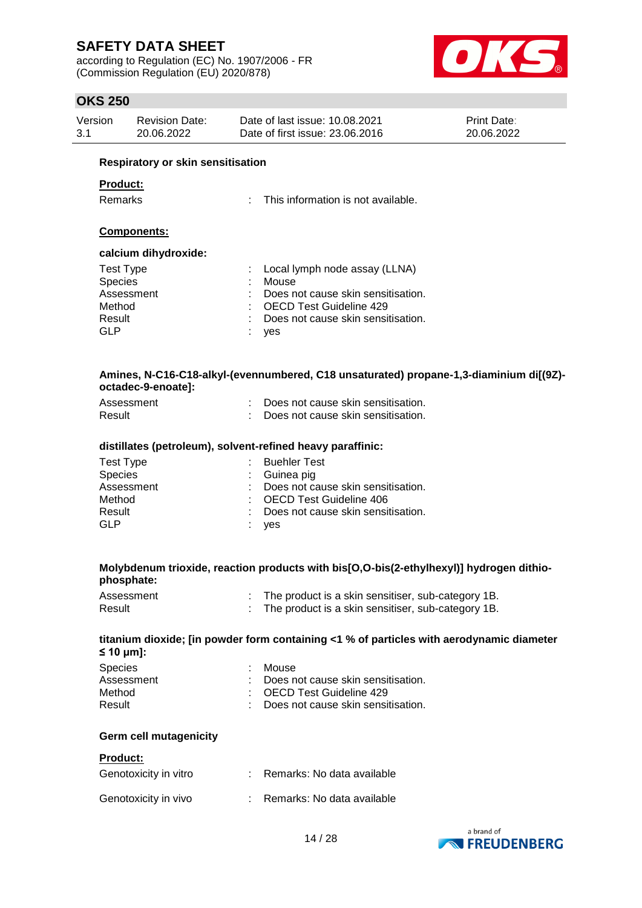**Respiratory or skin sensitisation**

**Product:**

| | | |
|---|---|---|
| Remarks | : | This information is not available. |

**Components:**

**calcium dihydroxide:**

| | | |
|---|---|---|
| Test Type | : | Local lymph node assay (LLNA) |
| Species | : | Mouse |
| Assessment | : | Does not cause skin sensitisation. |
| Method | : | OECD Test Guideline 429 |
| Result | : | Does not cause skin sensitisation. |
| GLP | : | yes |

**Amines, N-C16-C18-alkyl-(evennumbered, C18 unsaturated) propane-1,3-diaminium di[(9Z)-octadec-9-enoate]:**

| | | |
|---|---|---|
| Assessment | : | Does not cause skin sensitisation. |
| Result | : | Does not cause skin sensitisation. |

**distillates (petroleum), solvent-refined heavy paraffinic:**

| | | |
|---|---|---|
| Test Type | : | Buehler Test |
| Species | : | Guinea pig |
| Assessment | : | Does not cause skin sensitisation. |
| Method | : | OECD Test Guideline 406 |
| Result | : | Does not cause skin sensitisation. |
| GLP | : | yes |

**Molybdenum trioxide, reaction products with bis[O,O-bis(2-ethylhexyl)] hydrogen dithio-phosphate:**

| | | |
|---|---|---|
| Assessment | : | The product is a skin sensitiser, sub-category 1B. |
| Result | : | The product is a skin sensitiser, sub-category 1B. |

**titanium dioxide; [in powder form containing <1 % of particles with aerodynamic diameter ≤ 10 μm]:**

| | | |
|---|---|---|
| Species | : | Mouse |
| Assessment | : | Does not cause skin sensitisation. |
| Method | : | OECD Test Guideline 429 |
| Result | : | Does not cause skin sensitisation. |

**Germ cell mutagenicity**

**Product:**

| | | |
|---|---|---|
| Genotoxicity in vitro | : | Remarks: No data available |
| Genotoxicity in vivo | : | Remarks: No data available |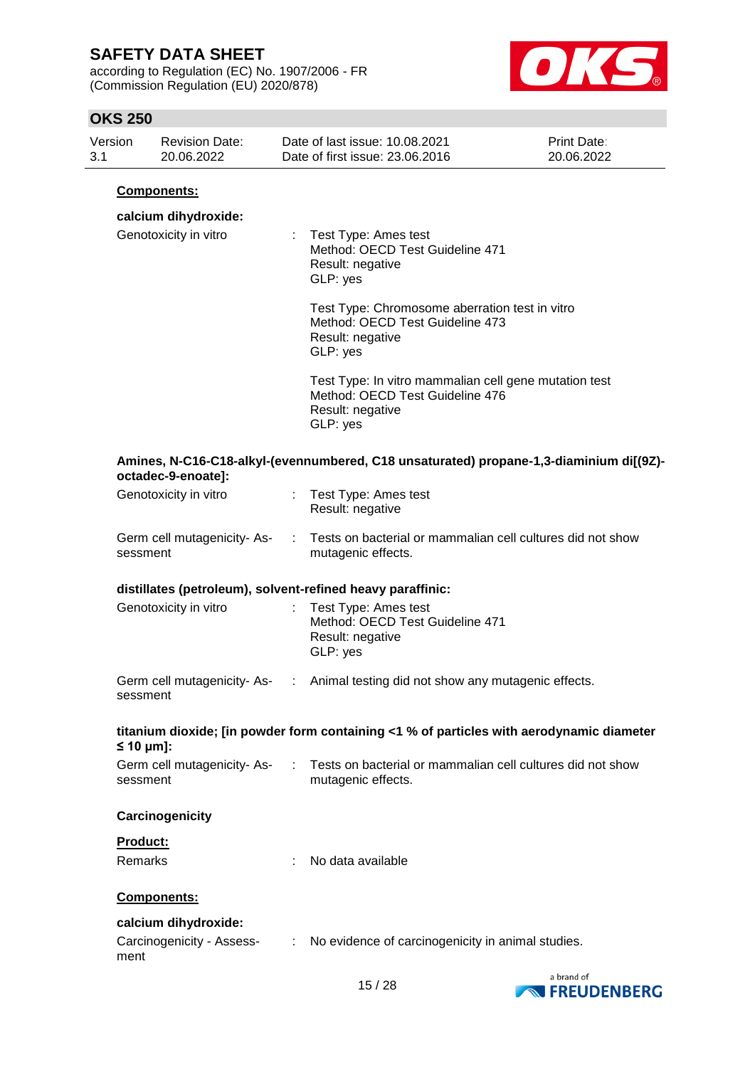**Components:**

**calcium dihydroxide:**

Genotoxicity in vitro : Test Type: Ames test
Method: OECD Test Guideline 471
Result: negative
GLP: yes

Test Type: Chromosome aberration test in vitro
Method: OECD Test Guideline 473
Result: negative
GLP: yes

Test Type: In vitro mammalian cell gene mutation test
Method: OECD Test Guideline 476
Result: negative
GLP: yes

**Amines, N-C16-C18-alkyl-(evennumbered, C18 unsaturated) propane-1,3-diaminium di[(9Z)-octadec-9-enoate]:**

Genotoxicity in vitro : Test Type: Ames test
Result: negative

Germ cell mutagenicity- Assessment : Tests on bacterial or mammalian cell cultures did not show mutagenic effects.

**distillates (petroleum), solvent-refined heavy paraffinic:**

Genotoxicity in vitro : Test Type: Ames test
Method: OECD Test Guideline 471
Result: negative
GLP: yes

Germ cell mutagenicity- Assessment : Animal testing did not show any mutagenic effects.

**titanium dioxide; [in powder form containing <1 % of particles with aerodynamic diameter ≤ 10 μm]:**

Germ cell mutagenicity- Assessment : Tests on bacterial or mammalian cell cultures did not show mutagenic effects.

**Carcinogenicity**

**Product:**

Remarks : No data available

**Components:**

**calcium dihydroxide:**

Carcinogenicity - Assessment : No evidence of carcinogenicity in animal studies.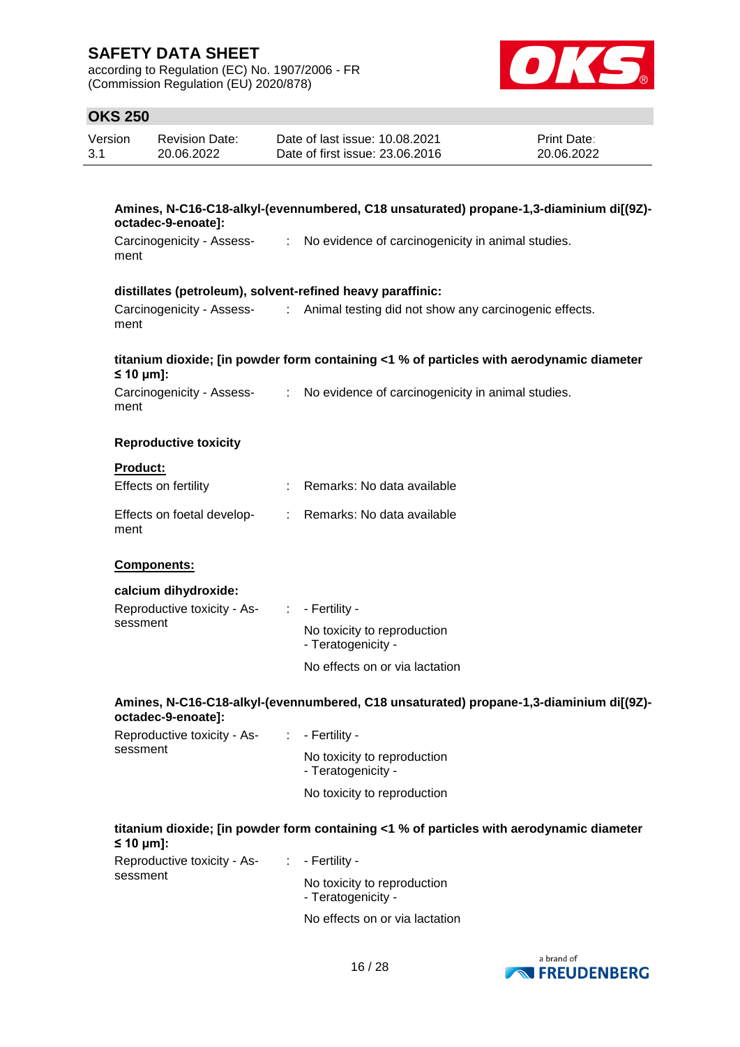**Amines, N-C16-C18-alkyl-(evennumbered, C18 unsaturated) propane-1,3-diaminium di[(9Z)-octadec-9-enoate]:**

Carcinogenicity - Assessment : No evidence of carcinogenicity in animal studies.

**distillates (petroleum), solvent-refined heavy paraffinic:**

Carcinogenicity - Assessment : Animal testing did not show any carcinogenic effects.

**titanium dioxide; [in powder form containing <1 % of particles with aerodynamic diameter ≤ 10 μm]:**

Carcinogenicity - Assessment : No evidence of carcinogenicity in animal studies.

**Reproductive toxicity**

**Product:**

Effects on fertility : Remarks: No data available

Effects on foetal development : Remarks: No data available

**Components:**

**calcium dihydroxide:**

Reproductive toxicity - Assessment : - Fertility -
No toxicity to reproduction
- Teratogenicity -
No effects on or via lactation

**Amines, N-C16-C18-alkyl-(evennumbered, C18 unsaturated) propane-1,3-diaminium di[(9Z)-octadec-9-enoate]:**

Reproductive toxicity - Assessment : - Fertility -
No toxicity to reproduction
- Teratogenicity -
No toxicity to reproduction

**titanium dioxide; [in powder form containing <1 % of particles with aerodynamic diameter ≤ 10 μm]:**

Reproductive toxicity - Assessment : - Fertility -
No toxicity to reproduction
- Teratogenicity -
No effects on or via lactation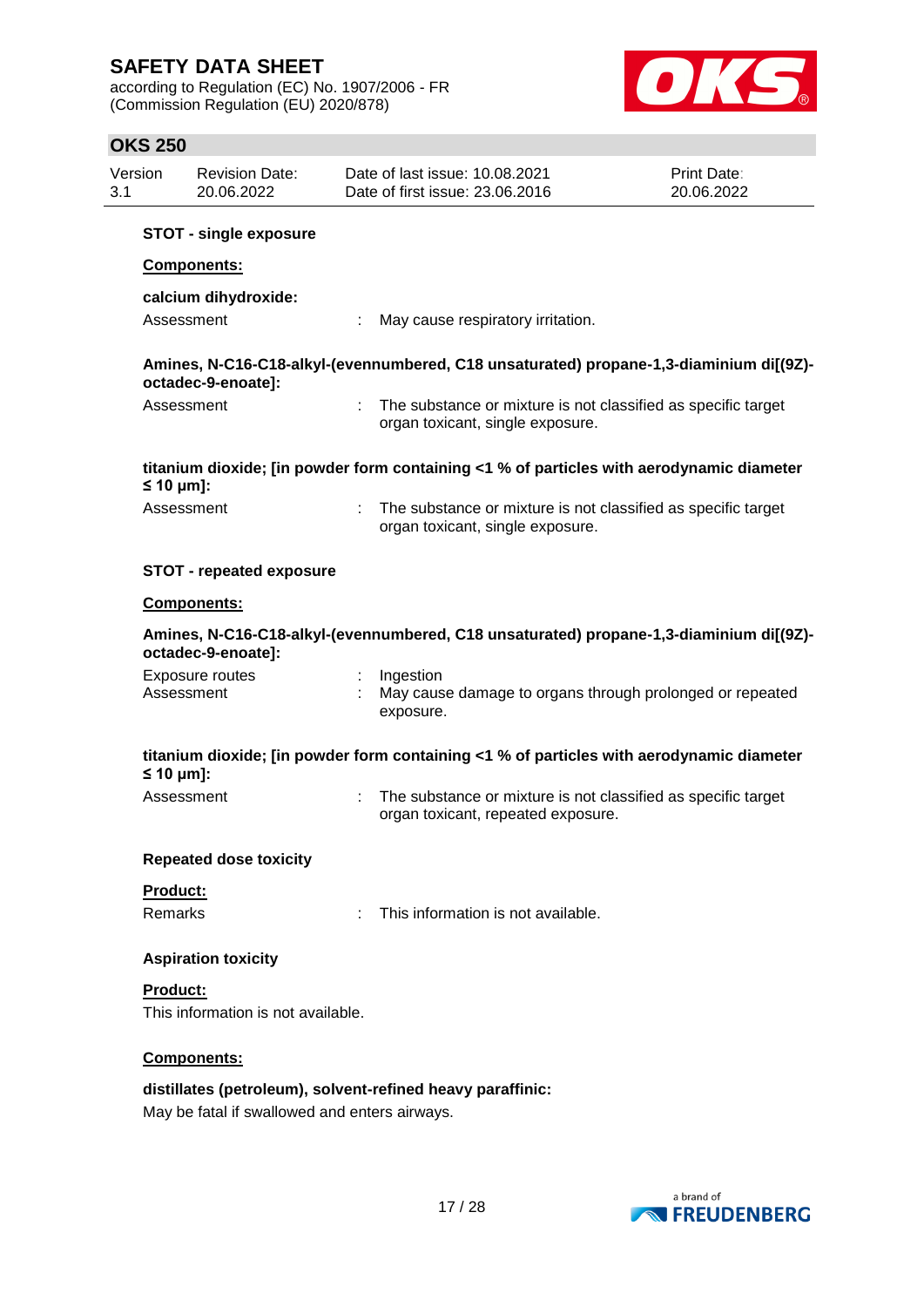**STOT - single exposure**

**Components:**

**calcium dihydroxide:**

Assessment : May cause respiratory irritation.

**Amines, N-C16-C18-alkyl-(evennumbered, C18 unsaturated) propane-1,3-diaminium di[(9Z)-octadec-9-enoate]:**

Assessment : The substance or mixture is not classified as specific target organ toxicant, single exposure.

**titanium dioxide; [in powder form containing <1 % of particles with aerodynamic diameter ≤ 10 μm]:**

Assessment : The substance or mixture is not classified as specific target organ toxicant, single exposure.

**STOT - repeated exposure**

**Components:**

**Amines, N-C16-C18-alkyl-(evennumbered, C18 unsaturated) propane-1,3-diaminium di[(9Z)-octadec-9-enoate]:**

Exposure routes : Ingestion
Assessment : May cause damage to organs through prolonged or repeated exposure.

**titanium dioxide; [in powder form containing <1 % of particles with aerodynamic diameter ≤ 10 μm]:**

Assessment : The substance or mixture is not classified as specific target organ toxicant, repeated exposure.

**Repeated dose toxicity**

**Product:**

Remarks : This information is not available.

**Aspiration toxicity**

**Product:**

This information is not available.

**Components:**

**distillates (petroleum), solvent-refined heavy paraffinic:**

May be fatal if swallowed and enters airways.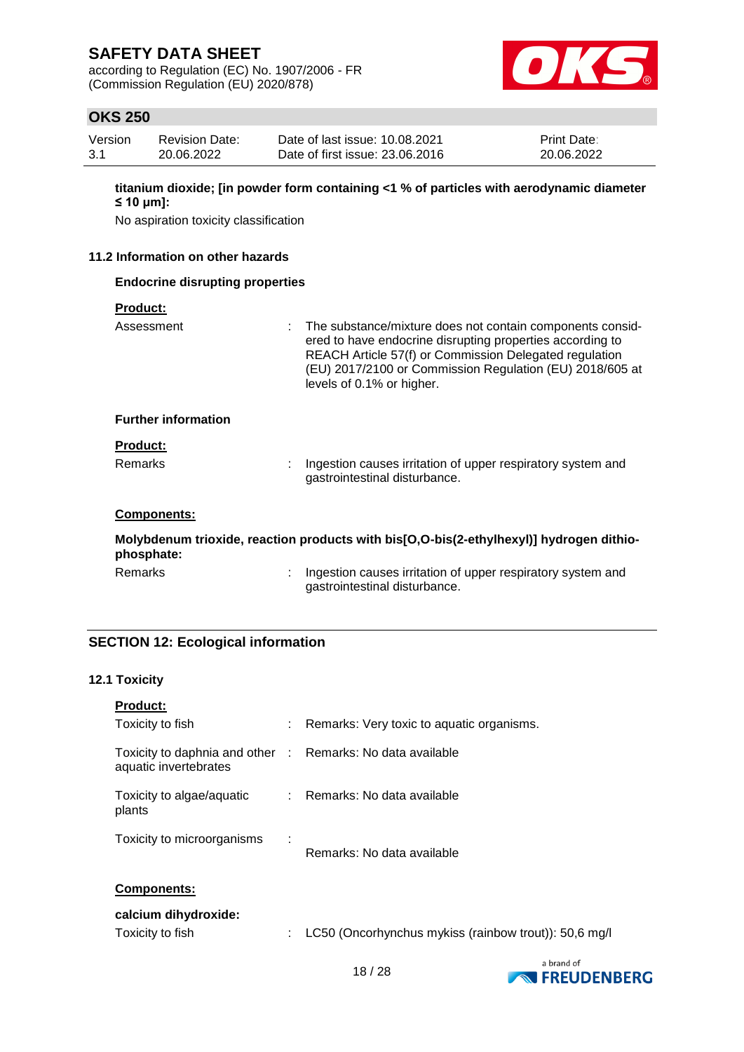**titanium dioxide; [in powder form containing <1 % of particles with aerodynamic diameter ≤ 10 μm]:**

No aspiration toxicity classification

### 11.2 Information on other hazards

**Endocrine disrupting properties**

**Product:**

| | | |
|---|---|---|
| Assessment | : | The substance/mixture does not contain components considered to have endocrine disrupting properties according to REACH Article 57(f) or Commission Delegated regulation (EU) 2017/2100 or Commission Regulation (EU) 2018/605 at levels of 0.1% or higher. |

**Further information**

**Product:**

| | | |
|---|---|---|
| Remarks | : | Ingestion causes irritation of upper respiratory system and gastrointestinal disturbance. |

**Components:**

**Molybdenum trioxide, reaction products with bis[O,O-bis(2-ethylhexyl)] hydrogen dithiophosphate:**

| | | |
|---|---|---|
| Remarks | : | Ingestion causes irritation of upper respiratory system and gastrointestinal disturbance. |

## SECTION 12: Ecological information

### 12.1 Toxicity

**Product:**

| | | |
|---|---|---|
| Toxicity to fish | : | Remarks: Very toxic to aquatic organisms. |
| Toxicity to daphnia and other aquatic invertebrates | : | Remarks: No data available |
| Toxicity to algae/aquatic plants | : | Remarks: No data available |
| Toxicity to microorganisms | : | Remarks: No data available |

**Components:**

**calcium dihydroxide:**

| | | |
|---|---|---|
| Toxicity to fish | : | LC50 (Oncorhynchus mykiss (rainbow trout)): 50,6 mg/l |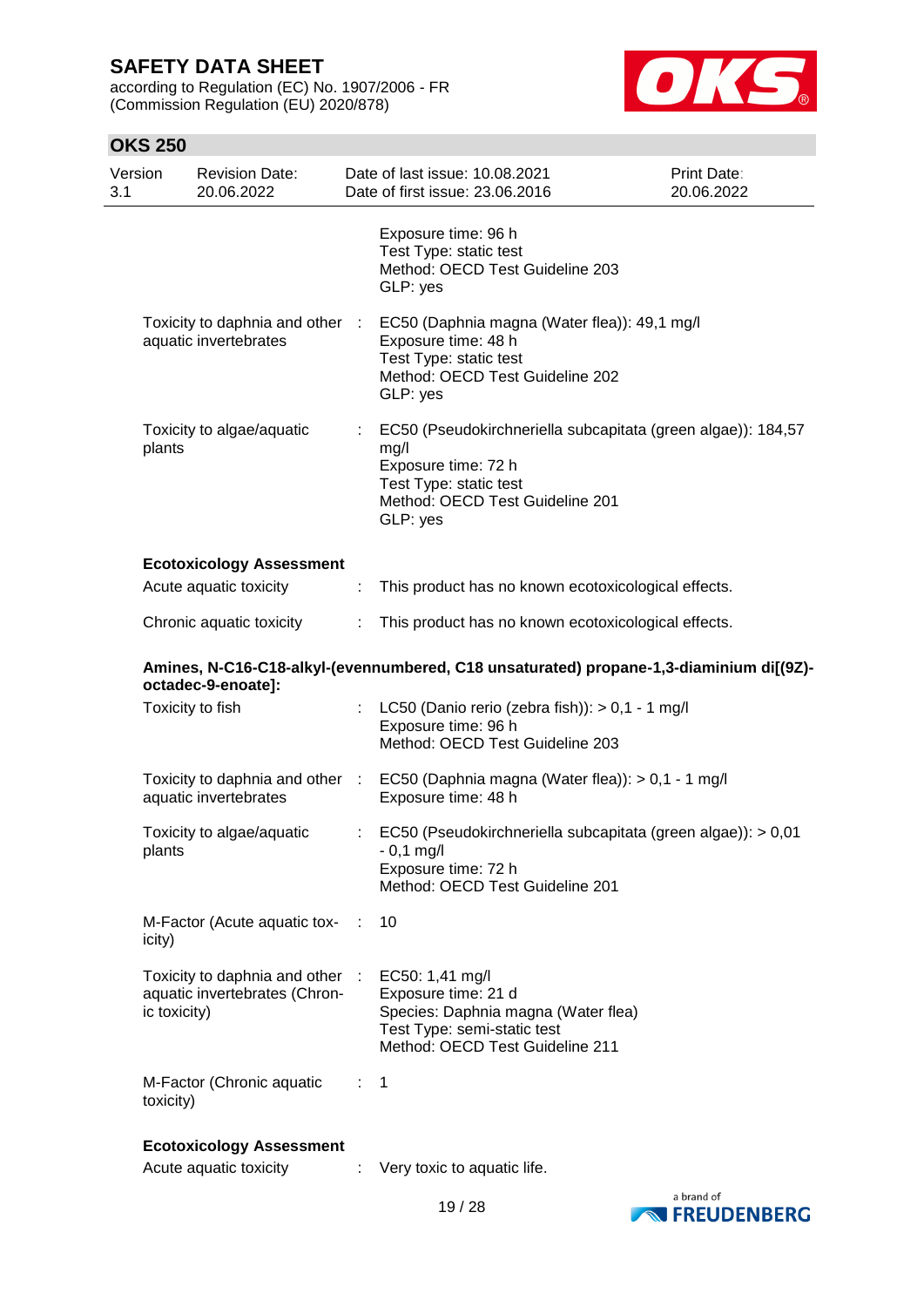Exposure time: 96 h
Test Type: static test
Method: OECD Test Guideline 203
GLP: yes

| | | |
|---|---|---|
| Toxicity to daphnia and other aquatic invertebrates | : | EC50 (Daphnia magna (Water flea)): 49,1 mg/l<br>Exposure time: 48 h<br>Test Type: static test<br>Method: OECD Test Guideline 202<br>GLP: yes |
| Toxicity to algae/aquatic plants | : | EC50 (Pseudokirchneriella subcapitata (green algae)): 184,57 mg/l<br>Exposure time: 72 h<br>Test Type: static test<br>Method: OECD Test Guideline 201<br>GLP: yes |

**Ecotoxicology Assessment**

| | | |
|---|---|---|
| Acute aquatic toxicity | : | This product has no known ecotoxicological effects. |
| Chronic aquatic toxicity | : | This product has no known ecotoxicological effects. |

**Amines, N-C16-C18-alkyl-(evennumbered, C18 unsaturated) propane-1,3-diaminium di[(9Z)-octadec-9-enoate]:**

| | | |
|---|---|---|
| Toxicity to fish | : | LC50 (Danio rerio (zebra fish)): > 0,1 - 1 mg/l<br>Exposure time: 96 h<br>Method: OECD Test Guideline 203 |
| Toxicity to daphnia and other aquatic invertebrates | : | EC50 (Daphnia magna (Water flea)): > 0,1 - 1 mg/l<br>Exposure time: 48 h |
| Toxicity to algae/aquatic plants | : | EC50 (Pseudokirchneriella subcapitata (green algae)): > 0,01 - 0,1 mg/l<br>Exposure time: 72 h<br>Method: OECD Test Guideline 201 |
| M-Factor (Acute aquatic toxicity) | : | 10 |
| Toxicity to daphnia and other aquatic invertebrates (Chronic toxicity) | : | EC50: 1,41 mg/l<br>Exposure time: 21 d<br>Species: Daphnia magna (Water flea)<br>Test Type: semi-static test<br>Method: OECD Test Guideline 211 |
| M-Factor (Chronic aquatic toxicity) | : | 1 |

**Ecotoxicology Assessment**

| | | |
|---|---|---|
| Acute aquatic toxicity | : | Very toxic to aquatic life. |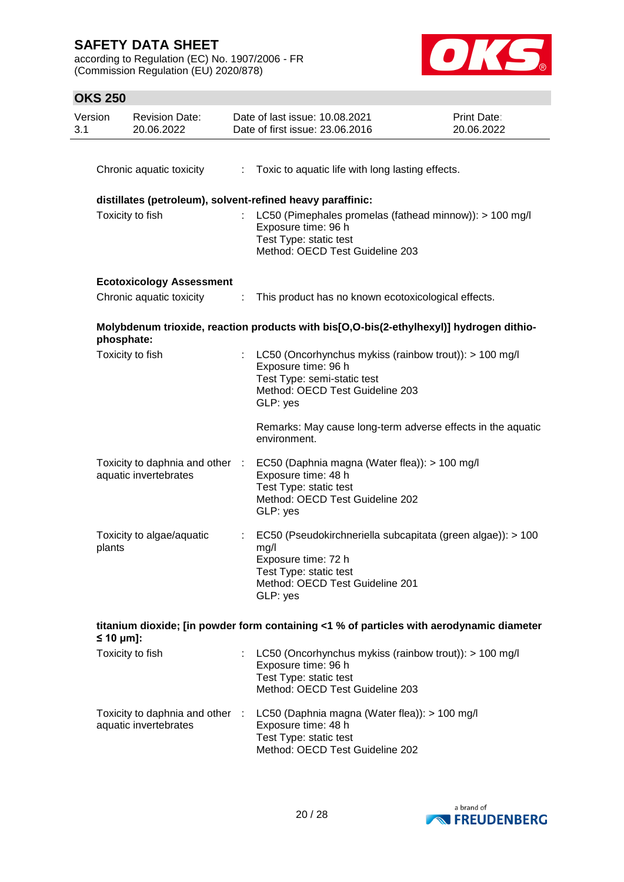| | | |
|---|---|---|
| Chronic aquatic toxicity | : | Toxic to aquatic life with long lasting effects. |

**distillates (petroleum), solvent-refined heavy paraffinic:**

| | | |
|---|---|---|
| Toxicity to fish | : | LC50 (Pimephales promelas (fathead minnow)): > 100 mg/l<br>Exposure time: 96 h<br>Test Type: static test<br>Method: OECD Test Guideline 203 |

**Ecotoxicology Assessment**

| | | |
|---|---|---|
| Chronic aquatic toxicity | : | This product has no known ecotoxicological effects. |

**Molybdenum trioxide, reaction products with bis[O,O-bis(2-ethylhexyl)] hydrogen dithiophosphate:**

| | | |
|---|---|---|
| Toxicity to fish | : | LC50 (Oncorhynchus mykiss (rainbow trout)): > 100 mg/l<br>Exposure time: 96 h<br>Test Type: semi-static test<br>Method: OECD Test Guideline 203<br>GLP: yes<br><br>Remarks: May cause long-term adverse effects in the aquatic environment. |
| Toxicity to daphnia and other aquatic invertebrates | : | EC50 (Daphnia magna (Water flea)): > 100 mg/l<br>Exposure time: 48 h<br>Test Type: static test<br>Method: OECD Test Guideline 202<br>GLP: yes |
| Toxicity to algae/aquatic plants | : | EC50 (Pseudokirchneriella subcapitata (green algae)): > 100 mg/l<br>Exposure time: 72 h<br>Test Type: static test<br>Method: OECD Test Guideline 201<br>GLP: yes |

**titanium dioxide; [in powder form containing <1 % of particles with aerodynamic diameter ≤ 10 μm]:**

| | | |
|---|---|---|
| Toxicity to fish | : | LC50 (Oncorhynchus mykiss (rainbow trout)): > 100 mg/l<br>Exposure time: 96 h<br>Test Type: static test<br>Method: OECD Test Guideline 203 |
| Toxicity to daphnia and other aquatic invertebrates | : | LC50 (Daphnia magna (Water flea)): > 100 mg/l<br>Exposure time: 48 h<br>Test Type: static test<br>Method: OECD Test Guideline 202 |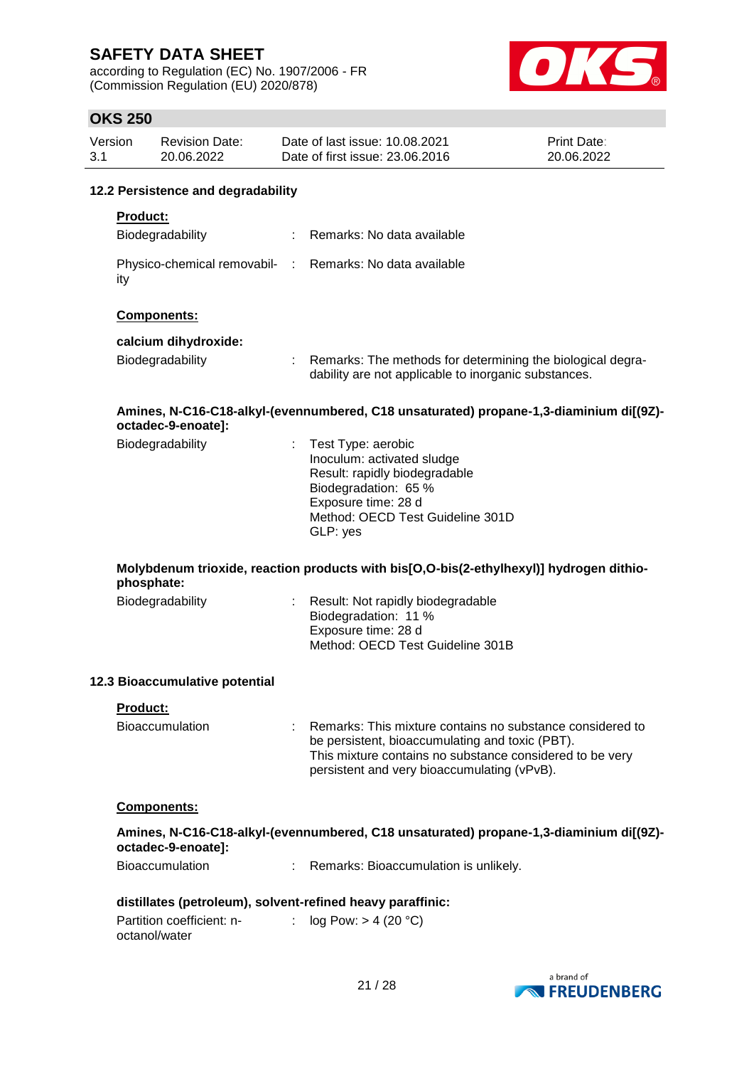### 12.2 Persistence and degradability

**Product:**

| | |
|---|---|
| Biodegradability | : Remarks: No data available |
| Physico-chemical removability | : Remarks: No data available |

**Components:**

**calcium dihydroxide:**

| | |
|---|---|
| Biodegradability | : Remarks: The methods for determining the biological degradability are not applicable to inorganic substances. |

**Amines, N-C16-C18-alkyl-(evennumbered, C18 unsaturated) propane-1,3-diaminium di[(9Z)-octadec-9-enoate]:**

Biodegradability : Test Type: aerobic
Inoculum: activated sludge
Result: rapidly biodegradable
Biodegradation: 65 %
Exposure time: 28 d
Method: OECD Test Guideline 301D
GLP: yes

**Molybdenum trioxide, reaction products with bis[O,O-bis(2-ethylhexyl)] hydrogen dithiophosphate:**

Biodegradability : Result: Not rapidly biodegradable
Biodegradation: 11 %
Exposure time: 28 d
Method: OECD Test Guideline 301B

### 12.3 Bioaccumulative potential

**Product:**

| | |
|---|---|
| Bioaccumulation | : Remarks: This mixture contains no substance considered to be persistent, bioaccumulating and toxic (PBT). This mixture contains no substance considered to be very persistent and very bioaccumulating (vPvB). |

**Components:**

**Amines, N-C16-C18-alkyl-(evennumbered, C18 unsaturated) propane-1,3-diaminium di[(9Z)-octadec-9-enoate]:**

| | |
|---|---|
| Bioaccumulation | : Remarks: Bioaccumulation is unlikely. |

**distillates (petroleum), solvent-refined heavy paraffinic:**

| | |
|---|---|
| Partition coefficient: n-octanol/water | : log Pow: > 4 (20 °C) |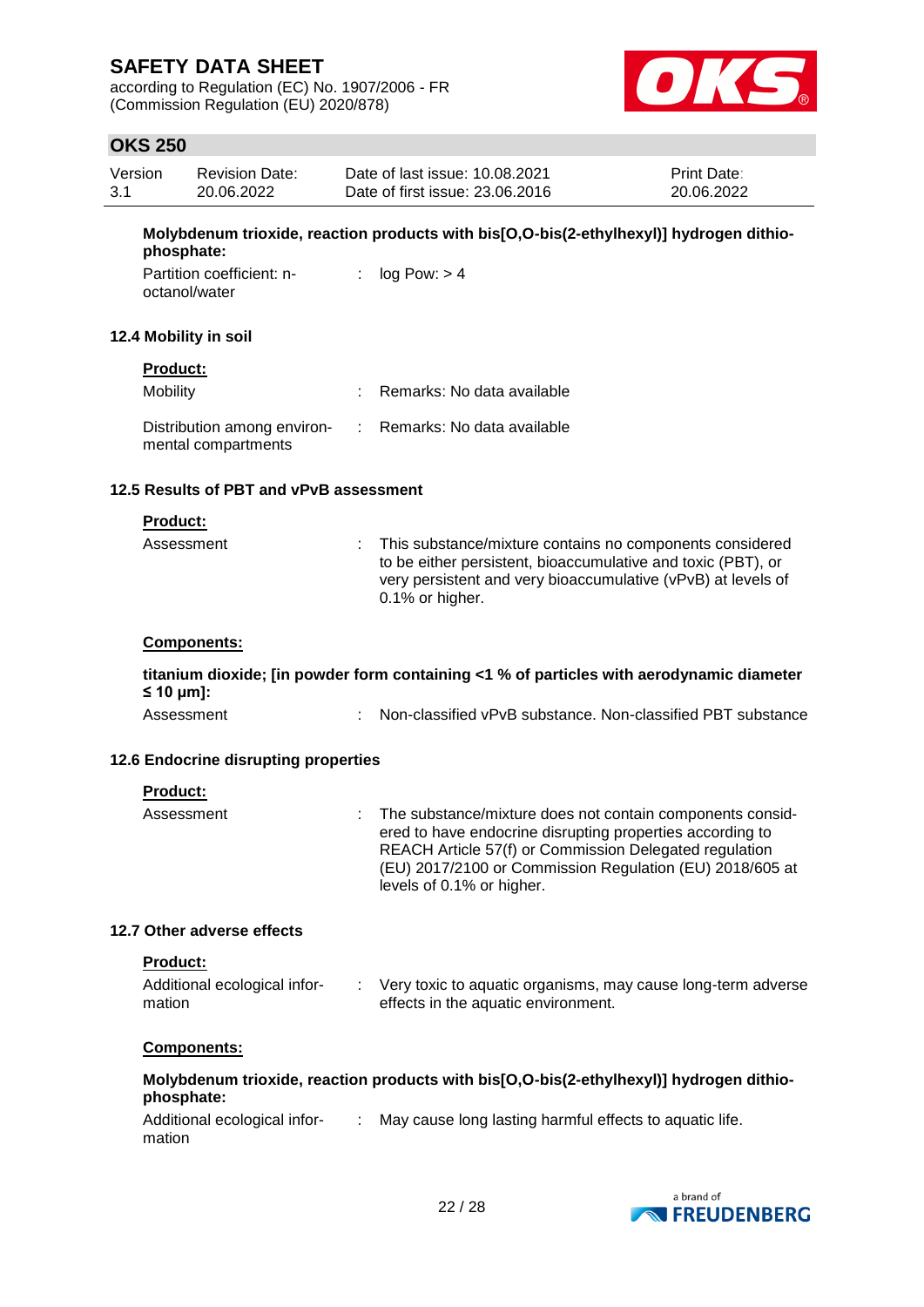**Molybdenum trioxide, reaction products with bis[O,O-bis(2-ethylhexyl)] hydrogen dithiophosphate:**

| | | |
|---|---|---|
| Partition coefficient: n-octanol/water | : | log Pow: > 4 |

### 12.4 Mobility in soil

**Product:**

| | | |
|---|---|---|
| Mobility | : | Remarks: No data available |
| Distribution among environmental compartments | : | Remarks: No data available |

### 12.5 Results of PBT and vPvB assessment

**Product:**

| | | |
|---|---|---|
| Assessment | : | This substance/mixture contains no components considered to be either persistent, bioaccumulative and toxic (PBT), or very persistent and very bioaccumulative (vPvB) at levels of 0.1% or higher. |

**Components:**

**titanium dioxide; [in powder form containing <1 % of particles with aerodynamic diameter ≤ 10 μm]:**

| | | |
|---|---|---|
| Assessment | : | Non-classified vPvB substance. Non-classified PBT substance |

### 12.6 Endocrine disrupting properties

**Product:**

| | | |
|---|---|---|
| Assessment | : | The substance/mixture does not contain components considered to have endocrine disrupting properties according to REACH Article 57(f) or Commission Delegated regulation (EU) 2017/2100 or Commission Regulation (EU) 2018/605 at levels of 0.1% or higher. |

### 12.7 Other adverse effects

**Product:**

| | | |
|---|---|---|
| Additional ecological information | : | Very toxic to aquatic organisms, may cause long-term adverse effects in the aquatic environment. |

**Components:**

**Molybdenum trioxide, reaction products with bis[O,O-bis(2-ethylhexyl)] hydrogen dithiophosphate:**

| | | |
|---|---|---|
| Additional ecological information | : | May cause long lasting harmful effects to aquatic life. |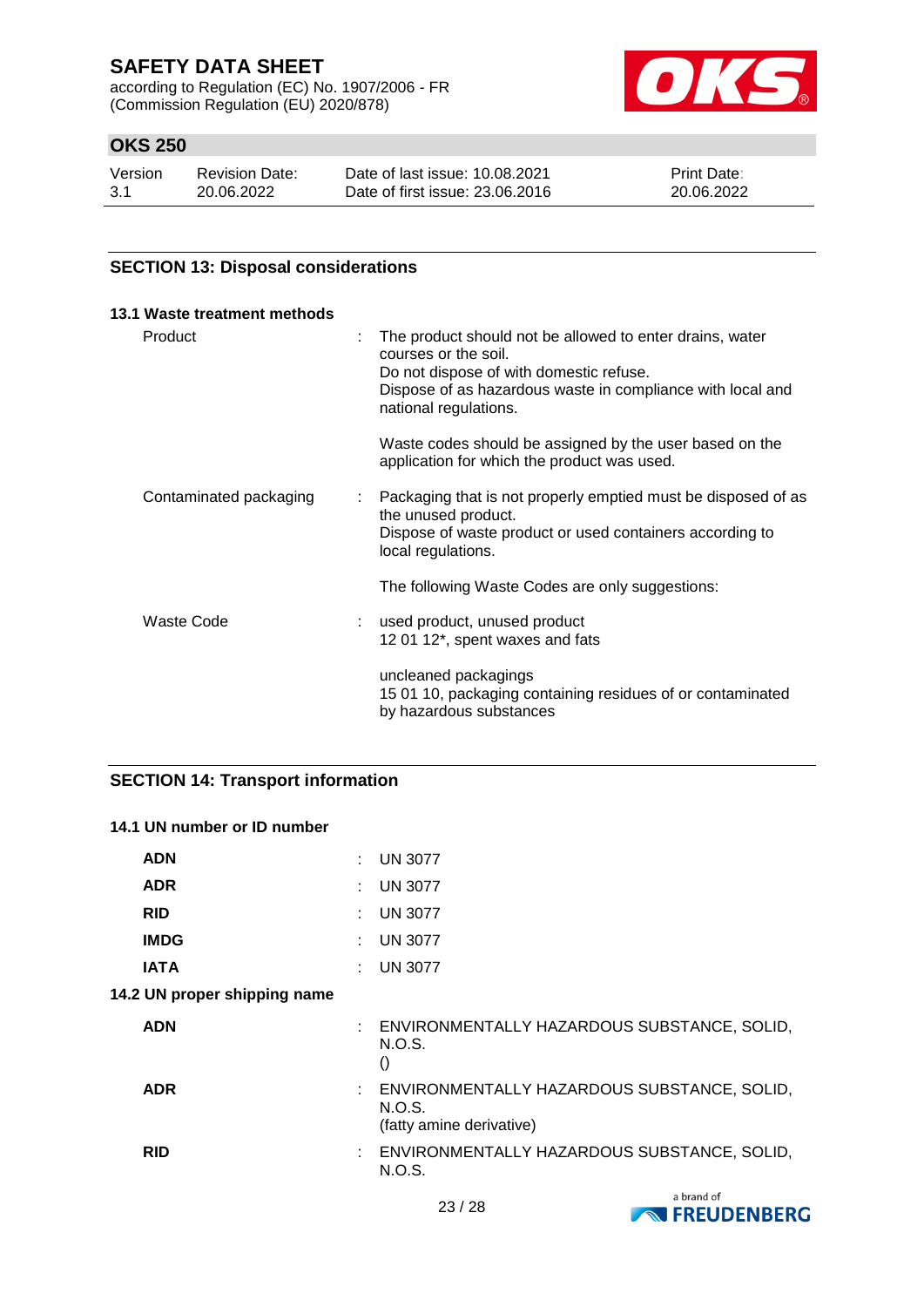## SECTION 13: Disposal considerations

### 13.1 Waste treatment methods

| | | |
|---|---|---|
| Product | : | The product should not be allowed to enter drains, water courses or the soil.<br>Do not dispose of with domestic refuse.<br>Dispose of as hazardous waste in compliance with local and national regulations.<br><br>Waste codes should be assigned by the user based on the application for which the product was used. |
| Contaminated packaging | : | Packaging that is not properly emptied must be disposed of as the unused product.<br>Dispose of waste product or used containers according to local regulations.<br><br>The following Waste Codes are only suggestions: |
| Waste Code | : | used product, unused product<br>12 01 12*, spent waxes and fats<br><br>uncleaned packagings<br>15 01 10, packaging containing residues of or contaminated by hazardous substances |

## SECTION 14: Transport information

### 14.1 UN number or ID number

| | | |
|---|---|---|
| **ADN** | : | UN 3077 |
| **ADR** | : | UN 3077 |
| **RID** | : | UN 3077 |
| **IMDG** | : | UN 3077 |
| **IATA** | : | UN 3077 |

### 14.2 UN proper shipping name

| | | |
|---|---|---|
| **ADN** | : | ENVIRONMENTALLY HAZARDOUS SUBSTANCE, SOLID, N.O.S.<br>() |
| **ADR** | : | ENVIRONMENTALLY HAZARDOUS SUBSTANCE, SOLID, N.O.S.<br>(fatty amine derivative) |
| **RID** | : | ENVIRONMENTALLY HAZARDOUS SUBSTANCE, SOLID, N.O.S. |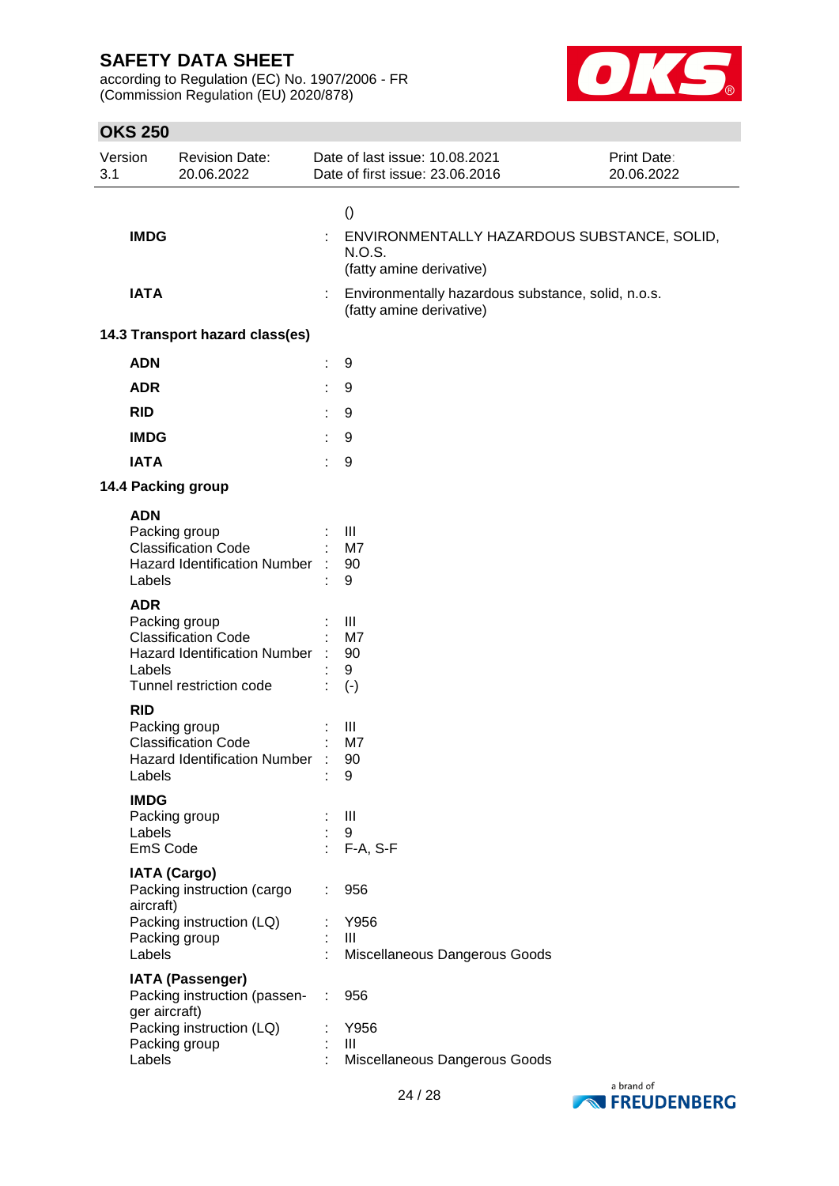| | | |
|---|---|---|
| | | () |
| **IMDG** | : | ENVIRONMENTALLY HAZARDOUS SUBSTANCE, SOLID, N.O.S. (fatty amine derivative) |
| **IATA** | : | Environmentally hazardous substance, solid, n.o.s. (fatty amine derivative) |

**14.3 Transport hazard class(es)**

| | | |
|---|---|---|
| **ADN** | : | 9 |
| **ADR** | : | 9 |
| **RID** | : | 9 |
| **IMDG** | : | 9 |
| **IATA** | : | 9 |

**14.4 Packing group**

**ADN**

| | | |
|---|---|---|
| Packing group | : | III |
| Classification Code | : | M7 |
| Hazard Identification Number | : | 90 |
| Labels | : | 9 |

**ADR**

| | | |
|---|---|---|
| Packing group | : | III |
| Classification Code | : | M7 |
| Hazard Identification Number | : | 90 |
| Labels | : | 9 |
| Tunnel restriction code | : | (-) |

**RID**

| | | |
|---|---|---|
| Packing group | : | III |
| Classification Code | : | M7 |
| Hazard Identification Number | : | 90 |
| Labels | : | 9 |

**IMDG**

| | | |
|---|---|---|
| Packing group | : | III |
| Labels | : | 9 |
| EmS Code | : | F-A, S-F |

**IATA (Cargo)**

| | | |
|---|---|---|
| Packing instruction (cargo aircraft) | : | 956 |
| Packing instruction (LQ) | : | Y956 |
| Packing group | : | III |
| Labels | : | Miscellaneous Dangerous Goods |

**IATA (Passenger)**

| | | |
|---|---|---|
| Packing instruction (passenger aircraft) | : | 956 |
| Packing instruction (LQ) | : | Y956 |
| Packing group | : | III |
| Labels | : | Miscellaneous Dangerous Goods |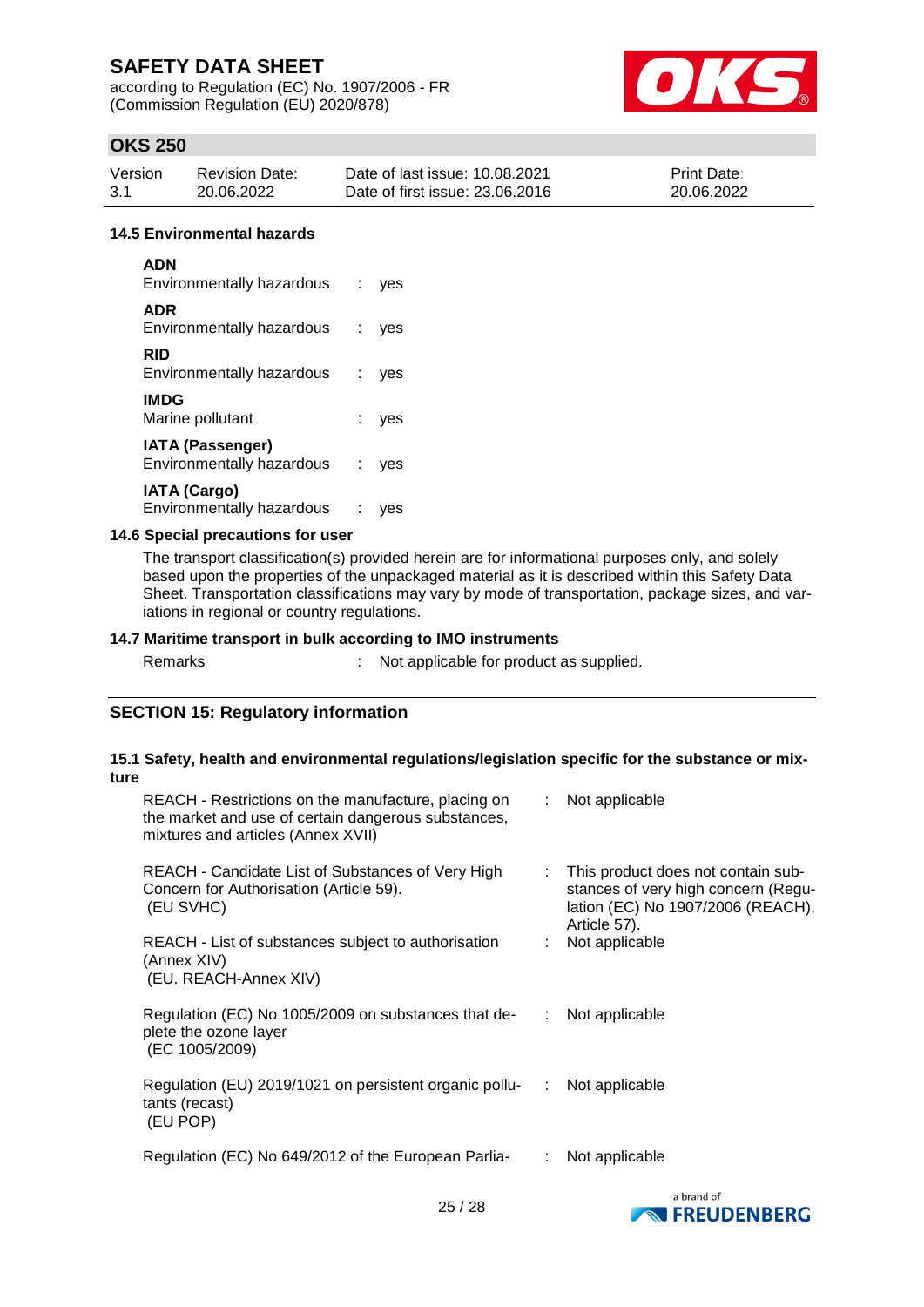### 14.5 Environmental hazards

**ADN**
Environmentally hazardous : yes

**ADR**
Environmentally hazardous : yes

**RID**
Environmentally hazardous : yes

**IMDG**
Marine pollutant : yes

**IATA (Passenger)**
Environmentally hazardous : yes

**IATA (Cargo)**
Environmentally hazardous : yes

### 14.6 Special precautions for user

The transport classification(s) provided herein are for informational purposes only, and solely based upon the properties of the unpackaged material as it is described within this Safety Data Sheet. Transportation classifications may vary by mode of transportation, package sizes, and variations in regional or country regulations.

### 14.7 Maritime transport in bulk according to IMO instruments

Remarks : Not applicable for product as supplied.

## SECTION 15: Regulatory information

### 15.1 Safety, health and environmental regulations/legislation specific for the substance or mixture

| | | |
|---|---|---|
| REACH - Restrictions on the manufacture, placing on the market and use of certain dangerous substances, mixtures and articles (Annex XVII) | : | Not applicable |
| REACH - Candidate List of Substances of Very High Concern for Authorisation (Article 59). (EU SVHC) | : | This product does not contain substances of very high concern (Regulation (EC) No 1907/2006 (REACH), Article 57). |
| REACH - List of substances subject to authorisation (Annex XIV) (EU. REACH-Annex XIV) | : | Not applicable |
| Regulation (EC) No 1005/2009 on substances that deplete the ozone layer (EC 1005/2009) | : | Not applicable |
| Regulation (EU) 2019/1021 on persistent organic pollutants (recast) (EU POP) | : | Not applicable |
| Regulation (EC) No 649/2012 of the European Parlia- | : | Not applicable |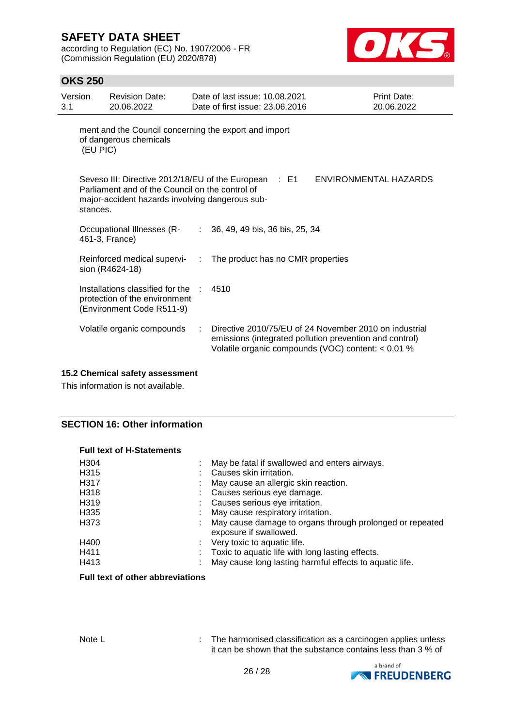ment and the Council concerning the export and import of dangerous chemicals (EU PIC)

| | | |
|---|---|---|
| Seveso III: Directive 2012/18/EU of the European Parliament and of the Council on the control of major-accident hazards involving dangerous substances. | : E1 | ENVIRONMENTAL HAZARDS |
| Occupational Illnesses (R-461-3, France) | : 36, 49, 49 bis, 36 bis, 25, 34 | |
| Reinforced medical supervision (R4624-18) | : The product has no CMR properties | |
| Installations classified for the protection of the environment (Environment Code R511-9) | : 4510 | |
| Volatile organic compounds | : Directive 2010/75/EU of 24 November 2010 on industrial emissions (integrated pollution prevention and control) Volatile organic compounds (VOC) content: < 0,01 % | |

### 15.2 Chemical safety assessment

This information is not available.

## SECTION 16: Other information

**Full text of H-Statements**

| | |
|---|---|
| H304 | : May be fatal if swallowed and enters airways. |
| H315 | : Causes skin irritation. |
| H317 | : May cause an allergic skin reaction. |
| H318 | : Causes serious eye damage. |
| H319 | : Causes serious eye irritation. |
| H335 | : May cause respiratory irritation. |
| H373 | : May cause damage to organs through prolonged or repeated exposure if swallowed. |
| H400 | : Very toxic to aquatic life. |
| H411 | : Toxic to aquatic life with long lasting effects. |
| H413 | : May cause long lasting harmful effects to aquatic life. |

**Full text of other abbreviations**

Note L : The harmonised classification as a carcinogen applies unless it can be shown that the substance contains less than 3 % of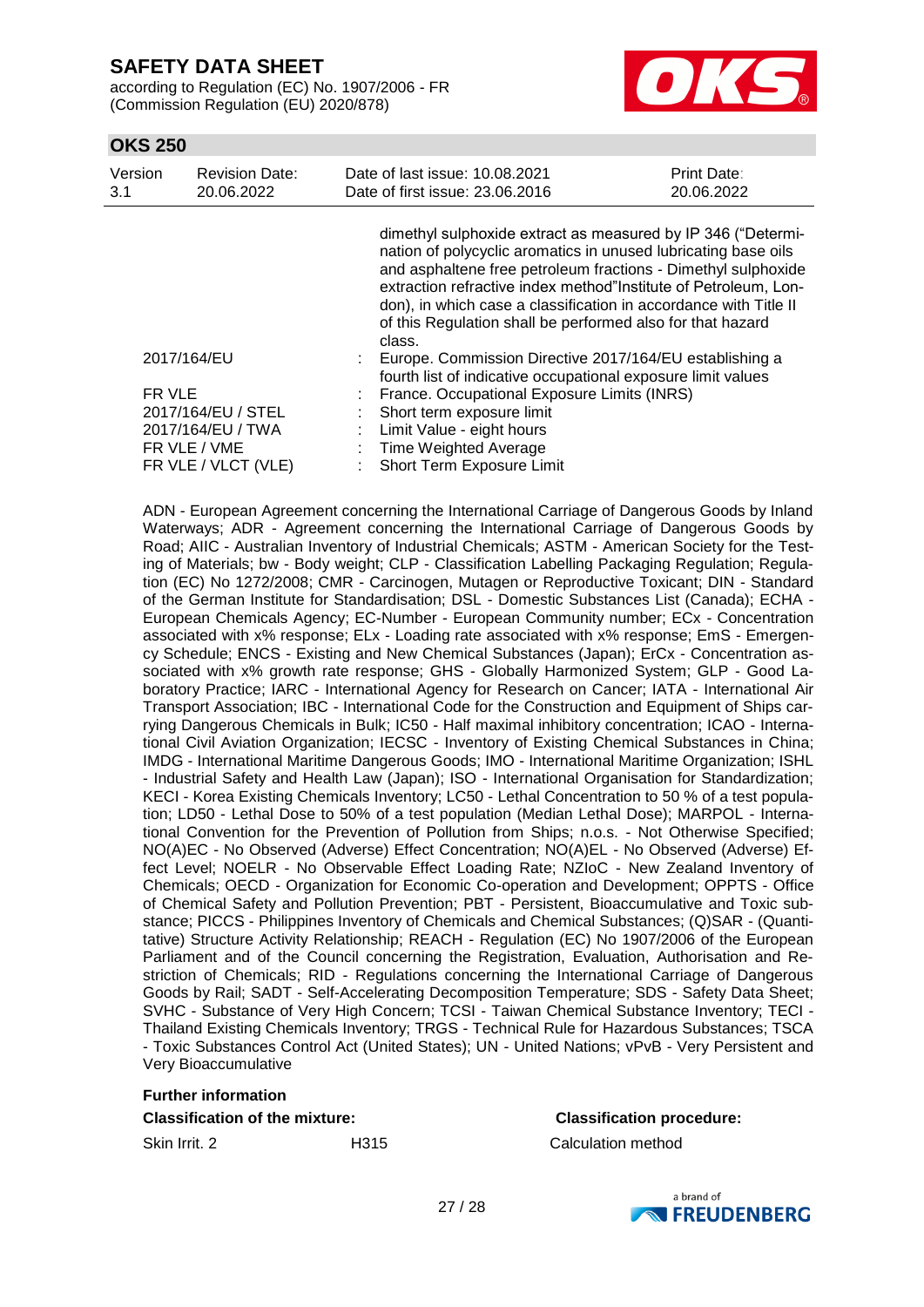dimethyl sulphoxide extract as measured by IP 346 ("Determination of polycyclic aromatics in unused lubricating base oils and asphaltene free petroleum fractions - Dimethyl sulphoxide extraction refractive index method"Institute of Petroleum, London), in which case a classification in accordance with Title II of this Regulation shall be performed also for that hazard class.

| | | |
|---|---|---|
| 2017/164/EU | : | Europe. Commission Directive 2017/164/EU establishing a fourth list of indicative occupational exposure limit values |
| FR VLE | : | France. Occupational Exposure Limits (INRS) |
| 2017/164/EU / STEL | : | Short term exposure limit |
| 2017/164/EU / TWA | : | Limit Value - eight hours |
| FR VLE / VME | : | Time Weighted Average |
| FR VLE / VLCT (VLE) | : | Short Term Exposure Limit |

ADN - European Agreement concerning the International Carriage of Dangerous Goods by Inland Waterways; ADR - Agreement concerning the International Carriage of Dangerous Goods by Road; AIIC - Australian Inventory of Industrial Chemicals; ASTM - American Society for the Testing of Materials; bw - Body weight; CLP - Classification Labelling Packaging Regulation; Regulation (EC) No 1272/2008; CMR - Carcinogen, Mutagen or Reproductive Toxicant; DIN - Standard of the German Institute for Standardisation; DSL - Domestic Substances List (Canada); ECHA - European Chemicals Agency; EC-Number - European Community number; ECx - Concentration associated with x% response; ELx - Loading rate associated with x% response; EmS - Emergency Schedule; ENCS - Existing and New Chemical Substances (Japan); ErCx - Concentration associated with x% growth rate response; GHS - Globally Harmonized System; GLP - Good Laboratory Practice; IARC - International Agency for Research on Cancer; IATA - International Air Transport Association; IBC - International Code for the Construction and Equipment of Ships carrying Dangerous Chemicals in Bulk; IC50 - Half maximal inhibitory concentration; ICAO - International Civil Aviation Organization; IECSC - Inventory of Existing Chemical Substances in China; IMDG - International Maritime Dangerous Goods; IMO - International Maritime Organization; ISHL - Industrial Safety and Health Law (Japan); ISO - International Organisation for Standardization; KECI - Korea Existing Chemicals Inventory; LC50 - Lethal Concentration to 50 % of a test population; LD50 - Lethal Dose to 50% of a test population (Median Lethal Dose); MARPOL - International Convention for the Prevention of Pollution from Ships; n.o.s. - Not Otherwise Specified; NO(A)EC - No Observed (Adverse) Effect Concentration; NO(A)EL - No Observed (Adverse) Effect Level; NOELR - No Observable Effect Loading Rate; NZIoC - New Zealand Inventory of Chemicals; OECD - Organization for Economic Co-operation and Development; OPPTS - Office of Chemical Safety and Pollution Prevention; PBT - Persistent, Bioaccumulative and Toxic substance; PICCS - Philippines Inventory of Chemicals and Chemical Substances; (Q)SAR - (Quantitative) Structure Activity Relationship; REACH - Regulation (EC) No 1907/2006 of the European Parliament and of the Council concerning the Registration, Evaluation, Authorisation and Restriction of Chemicals; RID - Regulations concerning the International Carriage of Dangerous Goods by Rail; SADT - Self-Accelerating Decomposition Temperature; SDS - Safety Data Sheet; SVHC - Substance of Very High Concern; TCSI - Taiwan Chemical Substance Inventory; TECI - Thailand Existing Chemicals Inventory; TRGS - Technical Rule for Hazardous Substances; TSCA - Toxic Substances Control Act (United States); UN - United Nations; vPvB - Very Persistent and Very Bioaccumulative

**Further information**

| **Classification of the mixture:** | | **Classification procedure:** |
|---|---|---|
| Skin Irrit. 2 | H315 | Calculation method |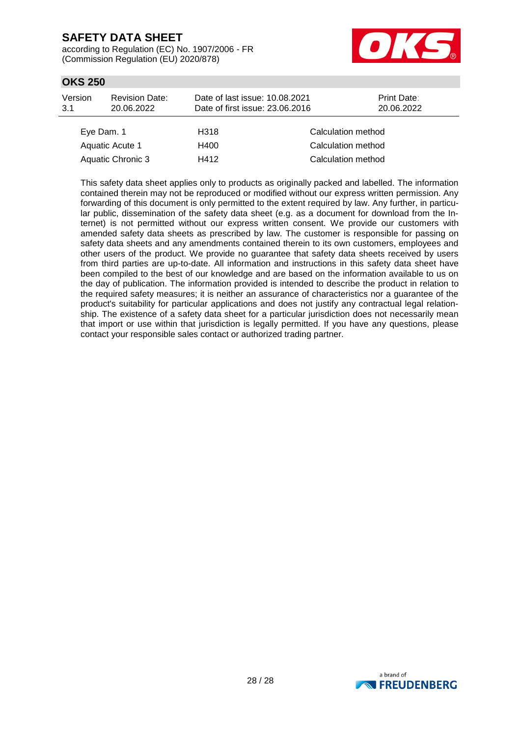| | | |
|---|---|---|
| Eye Dam. 1 | H318 | Calculation method |
| Aquatic Acute 1 | H400 | Calculation method |
| Aquatic Chronic 3 | H412 | Calculation method |

This safety data sheet applies only to products as originally packed and labelled. The information contained therein may not be reproduced or modified without our express written permission. Any forwarding of this document is only permitted to the extent required by law. Any further, in particular public, dissemination of the safety data sheet (e.g. as a document for download from the Internet) is not permitted without our express written consent. We provide our customers with amended safety data sheets as prescribed by law. The customer is responsible for passing on safety data sheets and any amendments contained therein to its own customers, employees and other users of the product. We provide no guarantee that safety data sheets received by users from third parties are up-to-date. All information and instructions in this safety data sheet have been compiled to the best of our knowledge and are based on the information available to us on the day of publication. The information provided is intended to describe the product in relation to the required safety measures; it is neither an assurance of characteristics nor a guarantee of the product's suitability for particular applications and does not justify any contractual legal relationship. The existence of a safety data sheet for a particular jurisdiction does not necessarily mean that import or use within that jurisdiction is legally permitted. If you have any questions, please contact your responsible sales contact or authorized trading partner.